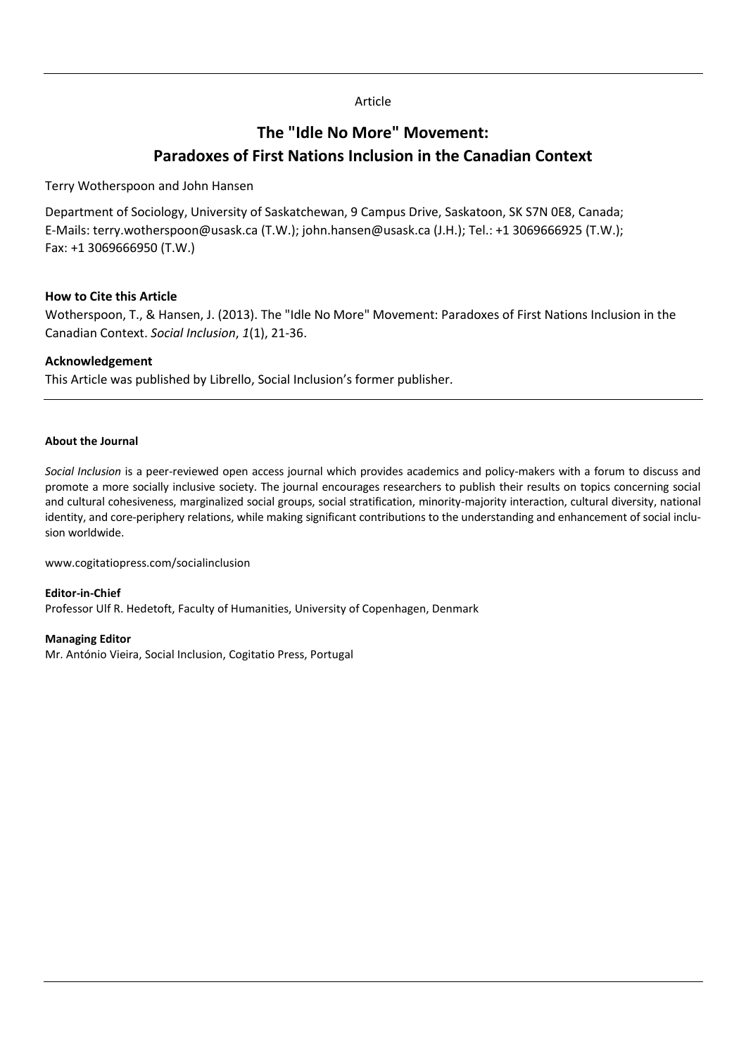Article

# The "Idle No More" Movement: Paradoxes of First Nations Inclusion in the Canadian Context

Terry Wotherspoon and John Hansen

Department of Sociology, University of Saskatchewan, 9 Campus Drive, Saskatoon, SK S7N 0E8, Canada; E-Mails: terry.wotherspoon@usask.ca (T.W.); john.hansen@usask.ca (J.H.); Tel.: +1 3069666925 (T.W.); Fax: +1 3069666950 (T.W.)

**How to Cite this Article**

Wotherspoon, T., & Hansen, J. (2013). The "Idle No More" Movement: Paradoxes of First Nations Inclusion in the Canadian Context. *Social Inclusion*, *1*(1), 21-36.

**Acknowledgement**

This Article was published by Librello, Social Inclusion's former publisher.

**About the Journal**

*Social Inclusion* is a peer-reviewed open access journal which provides academics and policy-makers with a forum to discuss and promote a more socially inclusive society. The journal encourages researchers to publish their results on topics concerning social and cultural cohesiveness, marginalized social groups, social stratification, minority-majority interaction, cultural diversity, national identity, and core-periphery relations, while making significant contributions to the understanding and enhancement of social inclusion worldwide.

www.cogitatiopress.com/socialinclusion

**Editor-in-Chief**

Professor Ulf R. Hedetoft, Faculty of Humanities, University of Copenhagen, Denmark

**Managing Editor**

Mr. António Vieira, Social Inclusion, Cogitatio Press, Portugal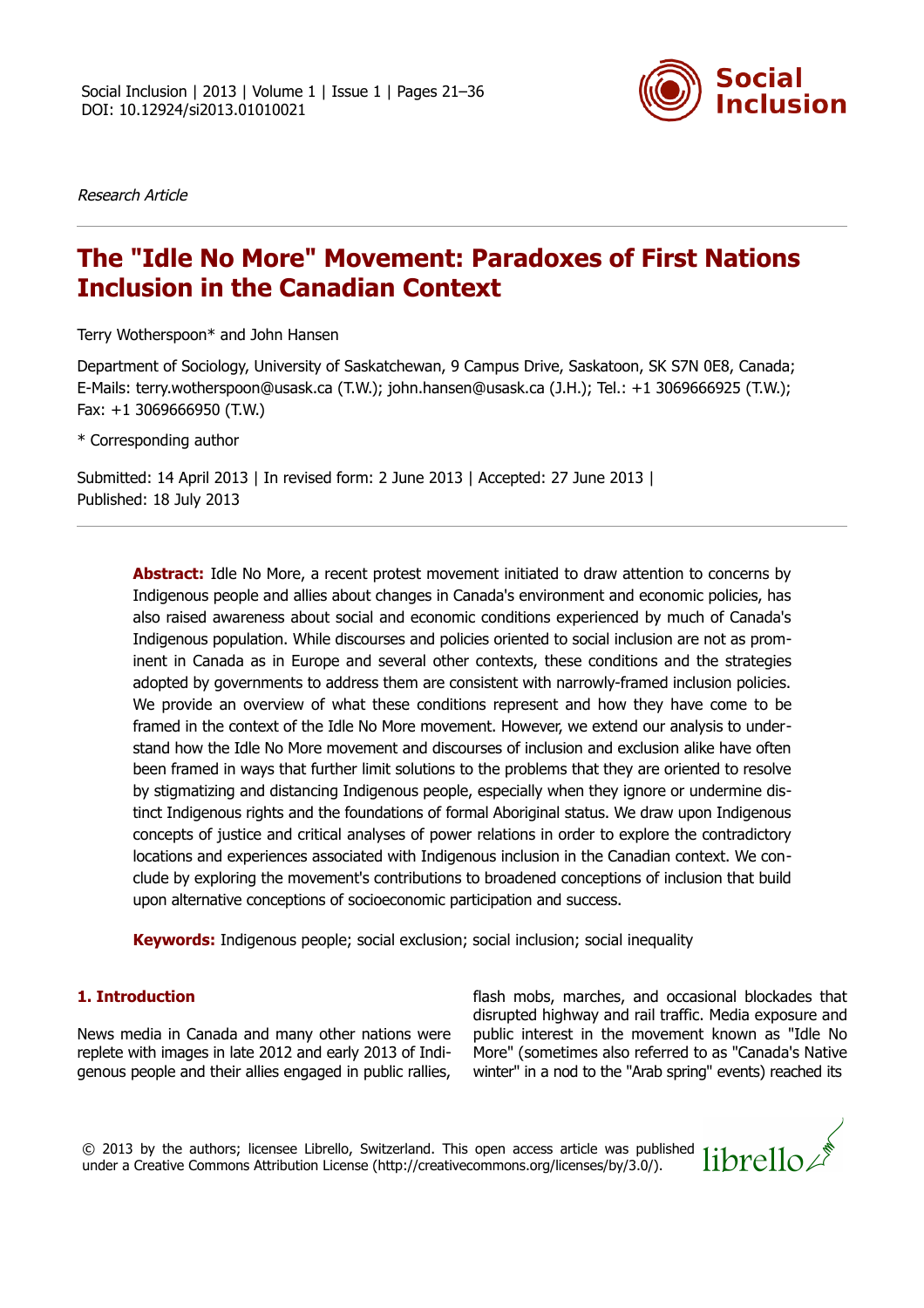Research Article

# The "Idle No More" Movement: Paradoxes of First Nations Inclusion in the Canadian Context

Terry Wotherspoon* and John Hansen

Department of Sociology, University of Saskatchewan, 9 Campus Drive, Saskatoon, SK S7N 0E8, Canada; E-Mails: terry.wotherspoon@usask.ca (T.W.); john.hansen@usask.ca (J.H.); Tel.: +1 3069666925 (T.W.); Fax: +1 3069666950 (T.W.)

* Corresponding author

Submitted: 14 April 2013 | In revised form: 2 June 2013 | Accepted: 27 June 2013 | Published: 18 July 2013

**Abstract:** Idle No More, a recent protest movement initiated to draw attention to concerns by Indigenous people and allies about changes in Canada's environment and economic policies, has also raised awareness about social and economic conditions experienced by much of Canada's Indigenous population. While discourses and policies oriented to social inclusion are not as prominent in Canada as in Europe and several other contexts, these conditions and the strategies adopted by governments to address them are consistent with narrowly-framed inclusion policies. We provide an overview of what these conditions represent and how they have come to be framed in the context of the Idle No More movement. However, we extend our analysis to understand how the Idle No More movement and discourses of inclusion and exclusion alike have often been framed in ways that further limit solutions to the problems that they are oriented to resolve by stigmatizing and distancing Indigenous people, especially when they ignore or undermine distinct Indigenous rights and the foundations of formal Aboriginal status. We draw upon Indigenous concepts of justice and critical analyses of power relations in order to explore the contradictory locations and experiences associated with Indigenous inclusion in the Canadian context. We conclude by exploring the movement's contributions to broadened conceptions of inclusion that build upon alternative conceptions of socioeconomic participation and success.

**Keywords:** Indigenous people; social exclusion; social inclusion; social inequality

## 1. Introduction

News media in Canada and many other nations were replete with images in late 2012 and early 2013 of Indigenous people and their allies engaged in public rallies, flash mobs, marches, and occasional blockades that disrupted highway and rail traffic. Media exposure and public interest in the movement known as "Idle No More" (sometimes also referred to as "Canada's Native winter" in a nod to the "Arab spring" events) reached its

© 2013 by the authors; licensee Librello, Switzerland. This open access article was published under a Creative Commons Attribution License (http://creativecommons.org/licenses/by/3.0/).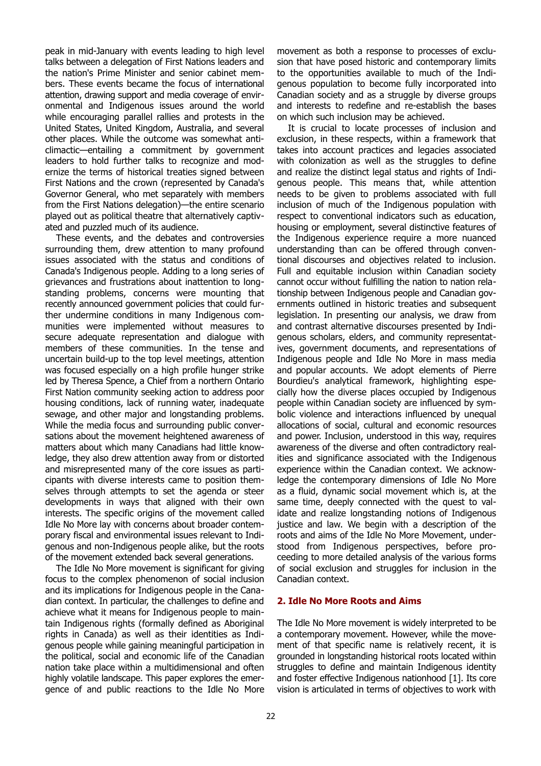peak in mid-January with events leading to high level talks between a delegation of First Nations leaders and the nation's Prime Minister and senior cabinet members. These events became the focus of international attention, drawing support and media coverage of environmental and Indigenous issues around the world while encouraging parallel rallies and protests in the United States, United Kingdom, Australia, and several other places. While the outcome was somewhat anticlimactic—entailing a commitment by government leaders to hold further talks to recognize and modernize the terms of historical treaties signed between First Nations and the crown (represented by Canada's Governor General, who met separately with members from the First Nations delegation)—the entire scenario played out as political theatre that alternatively captivated and puzzled much of its audience.

These events, and the debates and controversies surrounding them, drew attention to many profound issues associated with the status and conditions of Canada's Indigenous people. Adding to a long series of grievances and frustrations about inattention to longstanding problems, concerns were mounting that recently announced government policies that could further undermine conditions in many Indigenous communities were implemented without measures to secure adequate representation and dialogue with members of these communities. In the tense and uncertain build-up to the top level meetings, attention was focused especially on a high profile hunger strike led by Theresa Spence, a Chief from a northern Ontario First Nation community seeking action to address poor housing conditions, lack of running water, inadequate sewage, and other major and longstanding problems. While the media focus and surrounding public conversations about the movement heightened awareness of matters about which many Canadians had little knowledge, they also drew attention away from or distorted and misrepresented many of the core issues as participants with diverse interests came to position themselves through attempts to set the agenda or steer developments in ways that aligned with their own interests. The specific origins of the movement called Idle No More lay with concerns about broader contemporary fiscal and environmental issues relevant to Indigenous and non-Indigenous people alike, but the roots of the movement extended back several generations.

The Idle No More movement is significant for giving focus to the complex phenomenon of social inclusion and its implications for Indigenous people in the Canadian context. In particular, the challenges to define and achieve what it means for Indigenous people to maintain Indigenous rights (formally defined as Aboriginal rights in Canada) as well as their identities as Indigenous people while gaining meaningful participation in the political, social and economic life of the Canadian nation take place within a multidimensional and often highly volatile landscape. This paper explores the emergence of and public reactions to the Idle No More movement as both a response to processes of exclusion that have posed historic and contemporary limits to the opportunities available to much of the Indigenous population to become fully incorporated into Canadian society and as a struggle by diverse groups and interests to redefine and re-establish the bases on which such inclusion may be achieved.

It is crucial to locate processes of inclusion and exclusion, in these respects, within a framework that takes into account practices and legacies associated with colonization as well as the struggles to define and realize the distinct legal status and rights of Indigenous people. This means that, while attention needs to be given to problems associated with full inclusion of much of the Indigenous population with respect to conventional indicators such as education, housing or employment, several distinctive features of the Indigenous experience require a more nuanced understanding than can be offered through conventional discourses and objectives related to inclusion. Full and equitable inclusion within Canadian society cannot occur without fulfilling the nation to nation relationship between Indigenous people and Canadian governments outlined in historic treaties and subsequent legislation. In presenting our analysis, we draw from and contrast alternative discourses presented by Indigenous scholars, elders, and community representatives, government documents, and representations of Indigenous people and Idle No More in mass media and popular accounts. We adopt elements of Pierre Bourdieu's analytical framework, highlighting especially how the diverse places occupied by Indigenous people within Canadian society are influenced by symbolic violence and interactions influenced by unequal allocations of social, cultural and economic resources and power. Inclusion, understood in this way, requires awareness of the diverse and often contradictory realities and significance associated with the Indigenous experience within the Canadian context. We acknowledge the contemporary dimensions of Idle No More as a fluid, dynamic social movement which is, at the same time, deeply connected with the quest to validate and realize longstanding notions of Indigenous justice and law. We begin with a description of the roots and aims of the Idle No More Movement, understood from Indigenous perspectives, before proceeding to more detailed analysis of the various forms of social exclusion and struggles for inclusion in the Canadian context.

## 2. Idle No More Roots and Aims

The Idle No More movement is widely interpreted to be a contemporary movement. However, while the movement of that specific name is relatively recent, it is grounded in longstanding historical roots located within struggles to define and maintain Indigenous identity and foster effective Indigenous nationhood [1]. Its core vision is articulated in terms of objectives to work with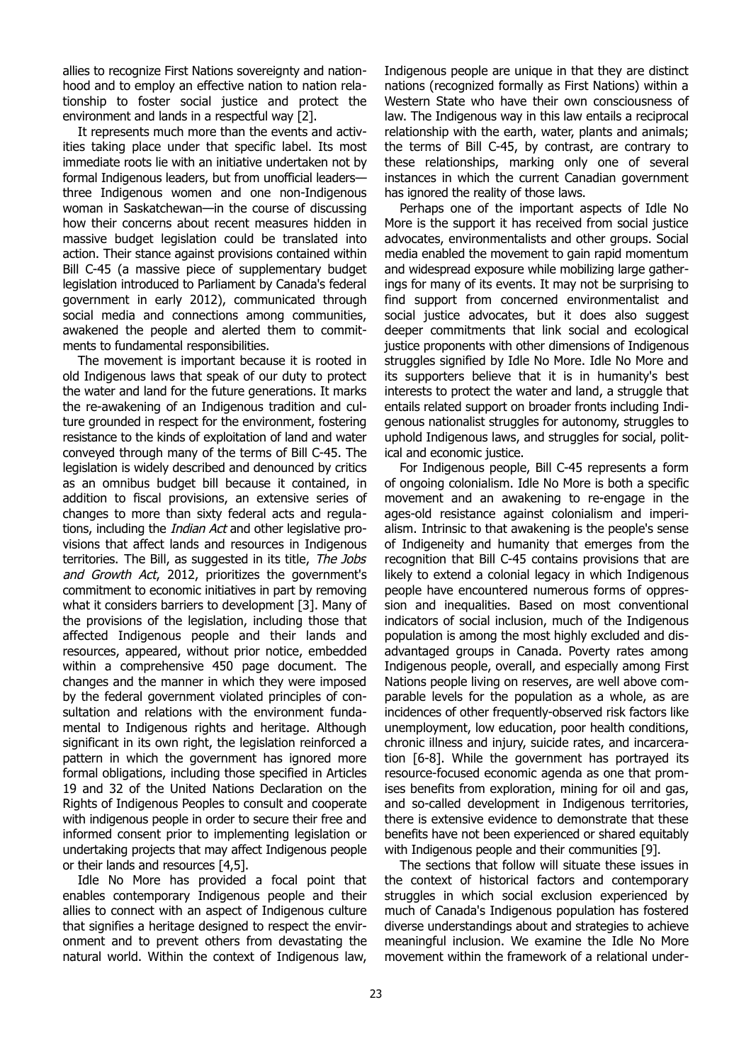allies to recognize First Nations sovereignty and nationhood and to employ an effective nation to nation relationship to foster social justice and protect the environment and lands in a respectful way [2].

It represents much more than the events and activities taking place under that specific label. Its most immediate roots lie with an initiative undertaken not by formal Indigenous leaders, but from unofficial leaders—three Indigenous women and one non-Indigenous woman in Saskatchewan—in the course of discussing how their concerns about recent measures hidden in massive budget legislation could be translated into action. Their stance against provisions contained within Bill C-45 (a massive piece of supplementary budget legislation introduced to Parliament by Canada's federal government in early 2012), communicated through social media and connections among communities, awakened the people and alerted them to commitments to fundamental responsibilities.

The movement is important because it is rooted in old Indigenous laws that speak of our duty to protect the water and land for the future generations. It marks the re-awakening of an Indigenous tradition and culture grounded in respect for the environment, fostering resistance to the kinds of exploitation of land and water conveyed through many of the terms of Bill C-45. The legislation is widely described and denounced by critics as an omnibus budget bill because it contained, in addition to fiscal provisions, an extensive series of changes to more than sixty federal acts and regulations, including the *Indian Act* and other legislative provisions that affect lands and resources in Indigenous territories. The Bill, as suggested in its title, *The Jobs and Growth Act*, 2012, prioritizes the government's commitment to economic initiatives in part by removing what it considers barriers to development [3]. Many of the provisions of the legislation, including those that affected Indigenous people and their lands and resources, appeared, without prior notice, embedded within a comprehensive 450 page document. The changes and the manner in which they were imposed by the federal government violated principles of consultation and relations with the environment fundamental to Indigenous rights and heritage. Although significant in its own right, the legislation reinforced a pattern in which the government has ignored more formal obligations, including those specified in Articles 19 and 32 of the United Nations Declaration on the Rights of Indigenous Peoples to consult and cooperate with indigenous people in order to secure their free and informed consent prior to implementing legislation or undertaking projects that may affect Indigenous people or their lands and resources [4,5].

Idle No More has provided a focal point that enables contemporary Indigenous people and their allies to connect with an aspect of Indigenous culture that signifies a heritage designed to respect the environment and to prevent others from devastating the natural world. Within the context of Indigenous law, Indigenous people are unique in that they are distinct nations (recognized formally as First Nations) within a Western State who have their own consciousness of law. The Indigenous way in this law entails a reciprocal relationship with the earth, water, plants and animals; the terms of Bill C-45, by contrast, are contrary to these relationships, marking only one of several instances in which the current Canadian government has ignored the reality of those laws.

Perhaps one of the important aspects of Idle No More is the support it has received from social justice advocates, environmentalists and other groups. Social media enabled the movement to gain rapid momentum and widespread exposure while mobilizing large gatherings for many of its events. It may not be surprising to find support from concerned environmentalist and social justice advocates, but it does also suggest deeper commitments that link social and ecological justice proponents with other dimensions of Indigenous struggles signified by Idle No More. Idle No More and its supporters believe that it is in humanity's best interests to protect the water and land, a struggle that entails related support on broader fronts including Indigenous nationalist struggles for autonomy, struggles to uphold Indigenous laws, and struggles for social, political and economic justice.

For Indigenous people, Bill C-45 represents a form of ongoing colonialism. Idle No More is both a specific movement and an awakening to re-engage in the ages-old resistance against colonialism and imperialism. Intrinsic to that awakening is the people's sense of Indigeneity and humanity that emerges from the recognition that Bill C-45 contains provisions that are likely to extend a colonial legacy in which Indigenous people have encountered numerous forms of oppression and inequalities. Based on most conventional indicators of social inclusion, much of the Indigenous population is among the most highly excluded and disadvantaged groups in Canada. Poverty rates among Indigenous people, overall, and especially among First Nations people living on reserves, are well above comparable levels for the population as a whole, as are incidences of other frequently-observed risk factors like unemployment, low education, poor health conditions, chronic illness and injury, suicide rates, and incarceration [6-8]. While the government has portrayed its resource-focused economic agenda as one that promises benefits from exploration, mining for oil and gas, and so-called development in Indigenous territories, there is extensive evidence to demonstrate that these benefits have not been experienced or shared equitably with Indigenous people and their communities [9].

The sections that follow will situate these issues in the context of historical factors and contemporary struggles in which social exclusion experienced by much of Canada's Indigenous population has fostered diverse understandings about and strategies to achieve meaningful inclusion. We examine the Idle No More movement within the framework of a relational under-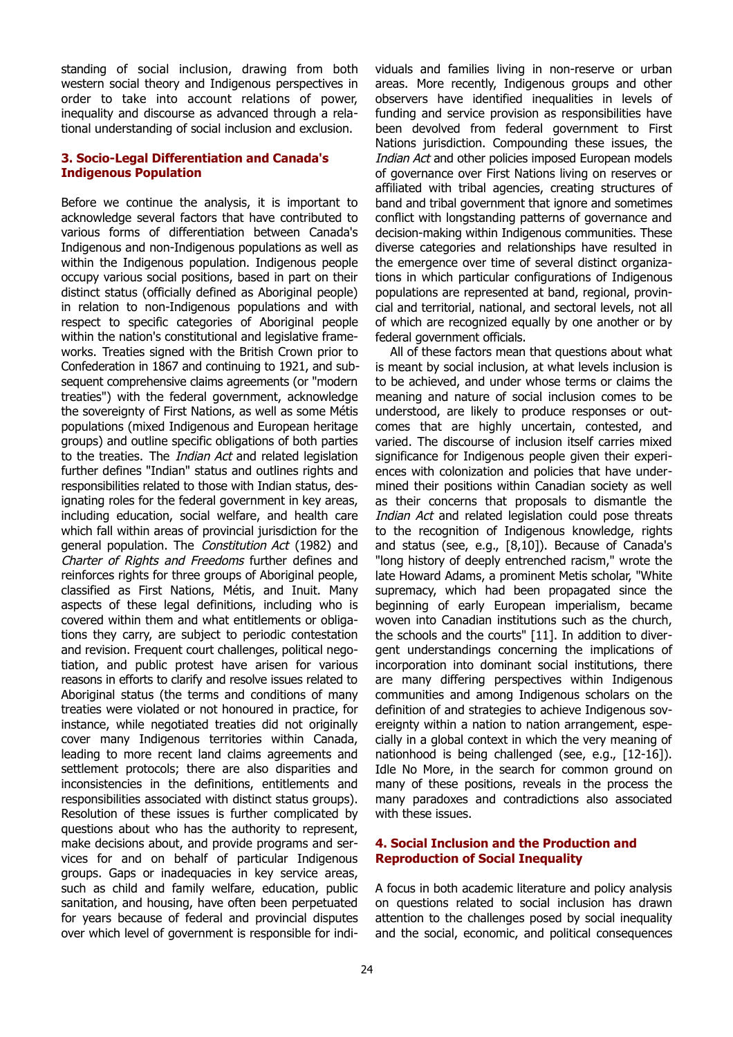standing of social inclusion, drawing from both western social theory and Indigenous perspectives in order to take into account relations of power, inequality and discourse as advanced through a relational understanding of social inclusion and exclusion.

## 3. Socio-Legal Differentiation and Canada's Indigenous Population

Before we continue the analysis, it is important to acknowledge several factors that have contributed to various forms of differentiation between Canada's Indigenous and non-Indigenous populations as well as within the Indigenous population. Indigenous people occupy various social positions, based in part on their distinct status (officially defined as Aboriginal people) in relation to non-Indigenous populations and with respect to specific categories of Aboriginal people within the nation's constitutional and legislative frameworks. Treaties signed with the British Crown prior to Confederation in 1867 and continuing to 1921, and subsequent comprehensive claims agreements (or "modern treaties") with the federal government, acknowledge the sovereignty of First Nations, as well as some Métis populations (mixed Indigenous and European heritage groups) and outline specific obligations of both parties to the treaties. The *Indian Act* and related legislation further defines "Indian" status and outlines rights and responsibilities related to those with Indian status, designating roles for the federal government in key areas, including education, social welfare, and health care which fall within areas of provincial jurisdiction for the general population. The *Constitution Act* (1982) and *Charter of Rights and Freedoms* further defines and reinforces rights for three groups of Aboriginal people, classified as First Nations, Métis, and Inuit. Many aspects of these legal definitions, including who is covered within them and what entitlements or obligations they carry, are subject to periodic contestation and revision. Frequent court challenges, political negotiation, and public protest have arisen for various reasons in efforts to clarify and resolve issues related to Aboriginal status (the terms and conditions of many treaties were violated or not honoured in practice, for instance, while negotiated treaties did not originally cover many Indigenous territories within Canada, leading to more recent land claims agreements and settlement protocols; there are also disparities and inconsistencies in the definitions, entitlements and responsibilities associated with distinct status groups). Resolution of these issues is further complicated by questions about who has the authority to represent, make decisions about, and provide programs and services for and on behalf of particular Indigenous groups. Gaps or inadequacies in key service areas, such as child and family welfare, education, public sanitation, and housing, have often been perpetuated for years because of federal and provincial disputes over which level of government is responsible for individuals and families living in non-reserve or urban areas. More recently, Indigenous groups and other observers have identified inequalities in levels of funding and service provision as responsibilities have been devolved from federal government to First Nations jurisdiction. Compounding these issues, the *Indian Act* and other policies imposed European models of governance over First Nations living on reserves or affiliated with tribal agencies, creating structures of band and tribal government that ignore and sometimes conflict with longstanding patterns of governance and decision-making within Indigenous communities. These diverse categories and relationships have resulted in the emergence over time of several distinct organizations in which particular configurations of Indigenous populations are represented at band, regional, provincial and territorial, national, and sectoral levels, not all of which are recognized equally by one another or by federal government officials.

All of these factors mean that questions about what is meant by social inclusion, at what levels inclusion is to be achieved, and under whose terms or claims the meaning and nature of social inclusion comes to be understood, are likely to produce responses or outcomes that are highly uncertain, contested, and varied. The discourse of inclusion itself carries mixed significance for Indigenous people given their experiences with colonization and policies that have undermined their positions within Canadian society as well as their concerns that proposals to dismantle the *Indian Act* and related legislation could pose threats to the recognition of Indigenous knowledge, rights and status (see, e.g., [8,10]). Because of Canada's "long history of deeply entrenched racism," wrote the late Howard Adams, a prominent Metis scholar, "White supremacy, which had been propagated since the beginning of early European imperialism, became woven into Canadian institutions such as the church, the schools and the courts" [11]. In addition to divergent understandings concerning the implications of incorporation into dominant social institutions, there are many differing perspectives within Indigenous communities and among Indigenous scholars on the definition of and strategies to achieve Indigenous sovereignty within a nation to nation arrangement, especially in a global context in which the very meaning of nationhood is being challenged (see, e.g., [12-16]). Idle No More, in the search for common ground on many of these positions, reveals in the process the many paradoxes and contradictions also associated with these issues.

## 4. Social Inclusion and the Production and Reproduction of Social Inequality

A focus in both academic literature and policy analysis on questions related to social inclusion has drawn attention to the challenges posed by social inequality and the social, economic, and political consequences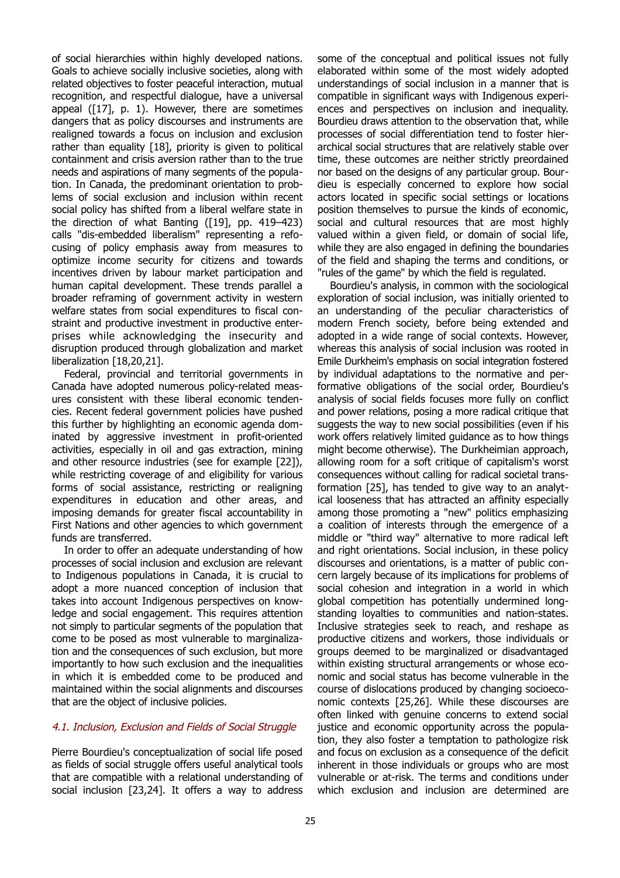of social hierarchies within highly developed nations. Goals to achieve socially inclusive societies, along with related objectives to foster peaceful interaction, mutual recognition, and respectful dialogue, have a universal appeal ([17], p. 1). However, there are sometimes dangers that as policy discourses and instruments are realigned towards a focus on inclusion and exclusion rather than equality [18], priority is given to political containment and crisis aversion rather than to the true needs and aspirations of many segments of the population. In Canada, the predominant orientation to problems of social exclusion and inclusion within recent social policy has shifted from a liberal welfare state in the direction of what Banting ([19], pp. 419–423) calls "dis-embedded liberalism" representing a refocusing of policy emphasis away from measures to optimize income security for citizens and towards incentives driven by labour market participation and human capital development. These trends parallel a broader reframing of government activity in western welfare states from social expenditures to fiscal constraint and productive investment in productive enterprises while acknowledging the insecurity and disruption produced through globalization and market liberalization [18,20,21].

Federal, provincial and territorial governments in Canada have adopted numerous policy-related measures consistent with these liberal economic tendencies. Recent federal government policies have pushed this further by highlighting an economic agenda dominated by aggressive investment in profit-oriented activities, especially in oil and gas extraction, mining and other resource industries (see for example [22]), while restricting coverage of and eligibility for various forms of social assistance, restricting or realigning expenditures in education and other areas, and imposing demands for greater fiscal accountability in First Nations and other agencies to which government funds are transferred.

In order to offer an adequate understanding of how processes of social inclusion and exclusion are relevant to Indigenous populations in Canada, it is crucial to adopt a more nuanced conception of inclusion that takes into account Indigenous perspectives on knowledge and social engagement. This requires attention not simply to particular segments of the population that come to be posed as most vulnerable to marginalization and the consequences of such exclusion, but more importantly to how such exclusion and the inequalities in which it is embedded come to be produced and maintained within the social alignments and discourses that are the object of inclusive policies.

### *4.1. Inclusion, Exclusion and Fields of Social Struggle*

Pierre Bourdieu's conceptualization of social life posed as fields of social struggle offers useful analytical tools that are compatible with a relational understanding of social inclusion [23,24]. It offers a way to address some of the conceptual and political issues not fully elaborated within some of the most widely adopted understandings of social inclusion in a manner that is compatible in significant ways with Indigenous experiences and perspectives on inclusion and inequality. Bourdieu draws attention to the observation that, while processes of social differentiation tend to foster hierarchical social structures that are relatively stable over time, these outcomes are neither strictly preordained nor based on the designs of any particular group. Bourdieu is especially concerned to explore how social actors located in specific social settings or locations position themselves to pursue the kinds of economic, social and cultural resources that are most highly valued within a given field, or domain of social life, while they are also engaged in defining the boundaries of the field and shaping the terms and conditions, or "rules of the game" by which the field is regulated.

Bourdieu's analysis, in common with the sociological exploration of social inclusion, was initially oriented to an understanding of the peculiar characteristics of modern French society, before being extended and adopted in a wide range of social contexts. However, whereas this analysis of social inclusion was rooted in Emile Durkheim's emphasis on social integration fostered by individual adaptations to the normative and performative obligations of the social order, Bourdieu's analysis of social fields focuses more fully on conflict and power relations, posing a more radical critique that suggests the way to new social possibilities (even if his work offers relatively limited guidance as to how things might become otherwise). The Durkheimian approach, allowing room for a soft critique of capitalism's worst consequences without calling for radical societal transformation [25], has tended to give way to an analytical looseness that has attracted an affinity especially among those promoting a "new" politics emphasizing a coalition of interests through the emergence of a middle or "third way" alternative to more radical left and right orientations. Social inclusion, in these policy discourses and orientations, is a matter of public concern largely because of its implications for problems of social cohesion and integration in a world in which global competition has potentially undermined longstanding loyalties to communities and nation-states. Inclusive strategies seek to reach, and reshape as productive citizens and workers, those individuals or groups deemed to be marginalized or disadvantaged within existing structural arrangements or whose economic and social status has become vulnerable in the course of dislocations produced by changing socioeconomic contexts [25,26]. While these discourses are often linked with genuine concerns to extend social justice and economic opportunity across the population, they also foster a temptation to pathologize risk and focus on exclusion as a consequence of the deficit inherent in those individuals or groups who are most vulnerable or at-risk. The terms and conditions under which exclusion and inclusion are determined are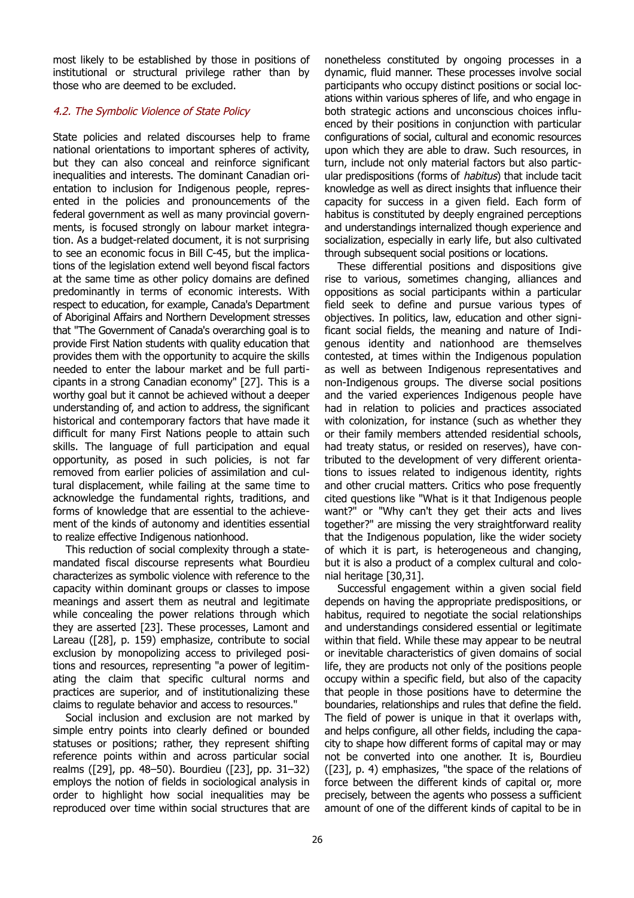most likely to be established by those in positions of institutional or structural privilege rather than by those who are deemed to be excluded.

### *4.2. The Symbolic Violence of State Policy*

State policies and related discourses help to frame national orientations to important spheres of activity, but they can also conceal and reinforce significant inequalities and interests. The dominant Canadian orientation to inclusion for Indigenous people, represented in the policies and pronouncements of the federal government as well as many provincial governments, is focused strongly on labour market integration. As a budget-related document, it is not surprising to see an economic focus in Bill C-45, but the implications of the legislation extend well beyond fiscal factors at the same time as other policy domains are defined predominantly in terms of economic interests. With respect to education, for example, Canada's Department of Aboriginal Affairs and Northern Development stresses that "The Government of Canada's overarching goal is to provide First Nation students with quality education that provides them with the opportunity to acquire the skills needed to enter the labour market and be full participants in a strong Canadian economy" [27]. This is a worthy goal but it cannot be achieved without a deeper understanding of, and action to address, the significant historical and contemporary factors that have made it difficult for many First Nations people to attain such skills. The language of full participation and equal opportunity, as posed in such policies, is not far removed from earlier policies of assimilation and cultural displacement, while failing at the same time to acknowledge the fundamental rights, traditions, and forms of knowledge that are essential to the achievement of the kinds of autonomy and identities essential to realize effective Indigenous nationhood.

This reduction of social complexity through a state-mandated fiscal discourse represents what Bourdieu characterizes as symbolic violence with reference to the capacity within dominant groups or classes to impose meanings and assert them as neutral and legitimate while concealing the power relations through which they are asserted [23]. These processes, Lamont and Lareau ([28], p. 159) emphasize, contribute to social exclusion by monopolizing access to privileged positions and resources, representing "a power of legitimating the claim that specific cultural norms and practices are superior, and of institutionalizing these claims to regulate behavior and access to resources."

Social inclusion and exclusion are not marked by simple entry points into clearly defined or bounded statuses or positions; rather, they represent shifting reference points within and across particular social realms ([29], pp. 48–50). Bourdieu ([23], pp. 31–32) employs the notion of fields in sociological analysis in order to highlight how social inequalities may be reproduced over time within social structures that are nonetheless constituted by ongoing processes in a dynamic, fluid manner. These processes involve social participants who occupy distinct positions or social locations within various spheres of life, and who engage in both strategic actions and unconscious choices influenced by their positions in conjunction with particular configurations of social, cultural and economic resources upon which they are able to draw. Such resources, in turn, include not only material factors but also particular predispositions (forms of *habitus*) that include tacit knowledge as well as direct insights that influence their capacity for success in a given field. Each form of habitus is constituted by deeply engrained perceptions and understandings internalized though experience and socialization, especially in early life, but also cultivated through subsequent social positions or locations.

These differential positions and dispositions give rise to various, sometimes changing, alliances and oppositions as social participants within a particular field seek to define and pursue various types of objectives. In politics, law, education and other significant social fields, the meaning and nature of Indigenous identity and nationhood are themselves contested, at times within the Indigenous population as well as between Indigenous representatives and non-Indigenous groups. The diverse social positions and the varied experiences Indigenous people have had in relation to policies and practices associated with colonization, for instance (such as whether they or their family members attended residential schools, had treaty status, or resided on reserves), have contributed to the development of very different orientations to issues related to indigenous identity, rights and other crucial matters. Critics who pose frequently cited questions like "What is it that Indigenous people want?" or "Why can't they get their acts and lives together?" are missing the very straightforward reality that the Indigenous population, like the wider society of which it is part, is heterogeneous and changing, but it is also a product of a complex cultural and colonial heritage [30,31].

Successful engagement within a given social field depends on having the appropriate predispositions, or habitus, required to negotiate the social relationships and understandings considered essential or legitimate within that field. While these may appear to be neutral or inevitable characteristics of given domains of social life, they are products not only of the positions people occupy within a specific field, but also of the capacity that people in those positions have to determine the boundaries, relationships and rules that define the field. The field of power is unique in that it overlaps with, and helps configure, all other fields, including the capacity to shape how different forms of capital may or may not be converted into one another. It is, Bourdieu ([23], p. 4) emphasizes, "the space of the relations of force between the different kinds of capital or, more precisely, between the agents who possess a sufficient amount of one of the different kinds of capital to be in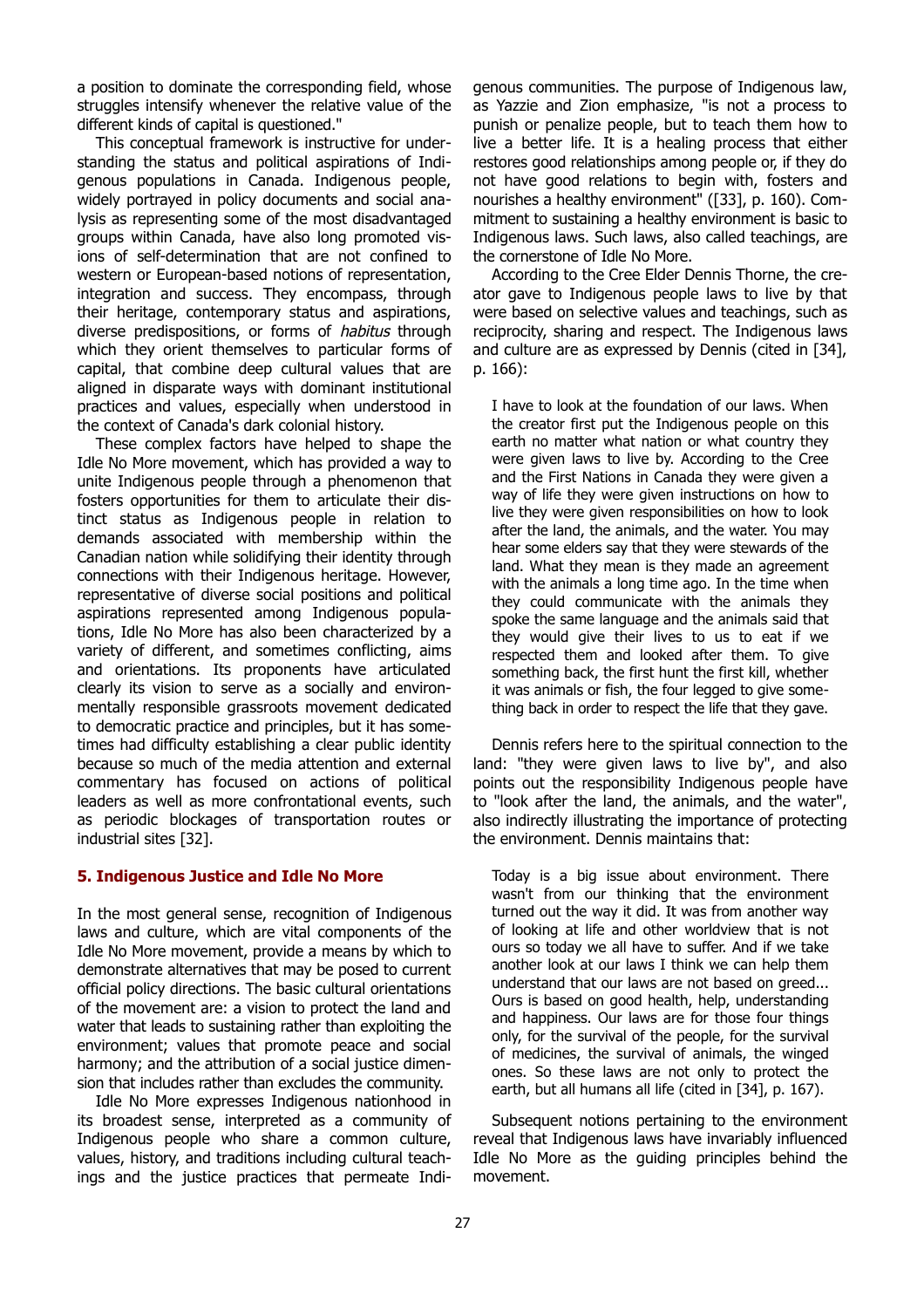a position to dominate the corresponding field, whose struggles intensify whenever the relative value of the different kinds of capital is questioned."

This conceptual framework is instructive for understanding the status and political aspirations of Indigenous populations in Canada. Indigenous people, widely portrayed in policy documents and social analysis as representing some of the most disadvantaged groups within Canada, have also long promoted visions of self-determination that are not confined to western or European-based notions of representation, integration and success. They encompass, through their heritage, contemporary status and aspirations, diverse predispositions, or forms of *habitus* through which they orient themselves to particular forms of capital, that combine deep cultural values that are aligned in disparate ways with dominant institutional practices and values, especially when understood in the context of Canada's dark colonial history.

These complex factors have helped to shape the Idle No More movement, which has provided a way to unite Indigenous people through a phenomenon that fosters opportunities for them to articulate their distinct status as Indigenous people in relation to demands associated with membership within the Canadian nation while solidifying their identity through connections with their Indigenous heritage. However, representative of diverse social positions and political aspirations represented among Indigenous populations, Idle No More has also been characterized by a variety of different, and sometimes conflicting, aims and orientations. Its proponents have articulated clearly its vision to serve as a socially and environmentally responsible grassroots movement dedicated to democratic practice and principles, but it has sometimes had difficulty establishing a clear public identity because so much of the media attention and external commentary has focused on actions of political leaders as well as more confrontational events, such as periodic blockages of transportation routes or industrial sites [32].

## 5. Indigenous Justice and Idle No More

In the most general sense, recognition of Indigenous laws and culture, which are vital components of the Idle No More movement, provide a means by which to demonstrate alternatives that may be posed to current official policy directions. The basic cultural orientations of the movement are: a vision to protect the land and water that leads to sustaining rather than exploiting the environment; values that promote peace and social harmony; and the attribution of a social justice dimension that includes rather than excludes the community.

Idle No More expresses Indigenous nationhood in its broadest sense, interpreted as a community of Indigenous people who share a common culture, values, history, and traditions including cultural teachings and the justice practices that permeate Indigenous communities. The purpose of Indigenous law, as Yazzie and Zion emphasize, "is not a process to punish or penalize people, but to teach them how to live a better life. It is a healing process that either restores good relationships among people or, if they do not have good relations to begin with, fosters and nourishes a healthy environment" ([33], p. 160). Commitment to sustaining a healthy environment is basic to Indigenous laws. Such laws, also called teachings, are the cornerstone of Idle No More.

According to the Cree Elder Dennis Thorne, the creator gave to Indigenous people laws to live by that were based on selective values and teachings, such as reciprocity, sharing and respect. The Indigenous laws and culture are as expressed by Dennis (cited in [34], p. 166):

> I have to look at the foundation of our laws. When the creator first put the Indigenous people on this earth no matter what nation or what country they were given laws to live by. According to the Cree and the First Nations in Canada they were given a way of life they were given instructions on how to live they were given responsibilities on how to look after the land, the animals, and the water. You may hear some elders say that they were stewards of the land. What they mean is they made an agreement with the animals a long time ago. In the time when they could communicate with the animals they spoke the same language and the animals said that they would give their lives to us to eat if we respected them and looked after them. To give something back, the first hunt the first kill, whether it was animals or fish, the four legged to give something back in order to respect the life that they gave.

Dennis refers here to the spiritual connection to the land: "they were given laws to live by", and also points out the responsibility Indigenous people have to "look after the land, the animals, and the water", also indirectly illustrating the importance of protecting the environment. Dennis maintains that:

> Today is a big issue about environment. There wasn't from our thinking that the environment turned out the way it did. It was from another way of looking at life and other worldview that is not ours so today we all have to suffer. And if we take another look at our laws I think we can help them understand that our laws are not based on greed... Ours is based on good health, help, understanding and happiness. Our laws are for those four things only, for the survival of the people, for the survival of medicines, the survival of animals, the winged ones. So these laws are not only to protect the earth, but all humans all life (cited in [34], p. 167).

Subsequent notions pertaining to the environment reveal that Indigenous laws have invariably influenced Idle No More as the guiding principles behind the movement.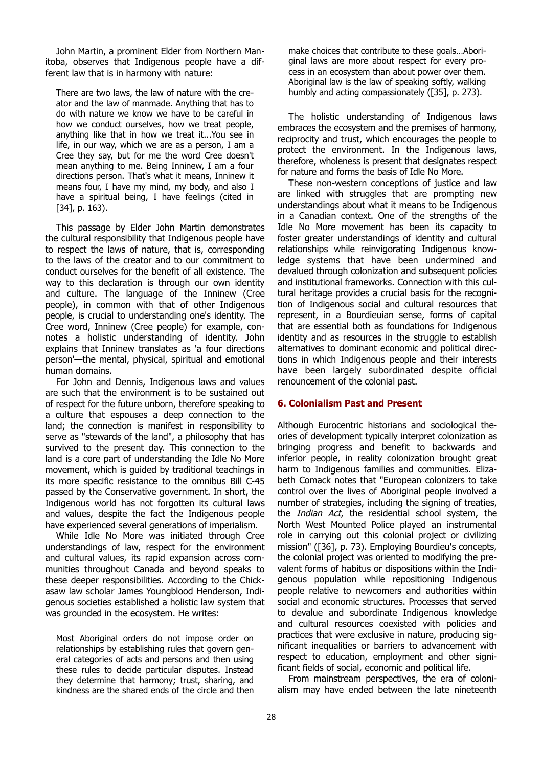John Martin, a prominent Elder from Northern Manitoba, observes that Indigenous people have a different law that is in harmony with nature:

> There are two laws, the law of nature with the creator and the law of manmade. Anything that has to do with nature we know we have to be careful in how we conduct ourselves, how we treat people, anything like that in how we treat it...You see in life, in our way, which we are as a person, I am a Cree they say, but for me the word Cree doesn't mean anything to me. Being Ininnew, I am a four directions person. That's what it means, Ininnew it means four, I have my mind, my body, and also I have a spiritual being, I have feelings (cited in [34], p. 163).

This passage by Elder John Martin demonstrates the cultural responsibility that Indigenous people have to respect the laws of nature, that is, corresponding to the laws of the creator and to our commitment to conduct ourselves for the benefit of all existence. The way to this declaration is through our own identity and culture. The language of the Ininnew (Cree people), in common with that of other Indigenous people, is crucial to understanding one's identity. The Cree word, Ininnew (Cree people) for example, connotes a holistic understanding of identity. John explains that Ininnew translates as 'a four directions person'—the mental, physical, spiritual and emotional human domains.

For John and Dennis, Indigenous laws and values are such that the environment is to be sustained out of respect for the future unborn, therefore speaking to a culture that espouses a deep connection to the land; the connection is manifest in responsibility to serve as "stewards of the land", a philosophy that has survived to the present day. This connection to the land is a core part of understanding the Idle No More movement, which is guided by traditional teachings in its more specific resistance to the omnibus Bill C-45 passed by the Conservative government. In short, the Indigenous world has not forgotten its cultural laws and values, despite the fact the Indigenous people have experienced several generations of imperialism.

While Idle No More was initiated through Cree understandings of law, respect for the environment and cultural values, its rapid expansion across communities throughout Canada and beyond speaks to these deeper responsibilities. According to the Chickasaw law scholar James Youngblood Henderson, Indigenous societies established a holistic law system that was grounded in the ecosystem. He writes:

> Most Aboriginal orders do not impose order on relationships by establishing rules that govern general categories of acts and persons and then using these rules to decide particular disputes. Instead they determine that harmony; trust, sharing, and kindness are the shared ends of the circle and then make choices that contribute to these goals…Aboriginal laws are more about respect for every process in an ecosystem than about power over them. Aboriginal law is the law of speaking softly, walking humbly and acting compassionately ([35], p. 273).

The holistic understanding of Indigenous laws embraces the ecosystem and the premises of harmony, reciprocity and trust, which encourages the people to protect the environment. In the Indigenous laws, therefore, wholeness is present that designates respect for nature and forms the basis of Idle No More.

These non-western conceptions of justice and law are linked with struggles that are prompting new understandings about what it means to be Indigenous in a Canadian context. One of the strengths of the Idle No More movement has been its capacity to foster greater understandings of identity and cultural relationships while reinvigorating Indigenous knowledge systems that have been undermined and devalued through colonization and subsequent policies and institutional frameworks. Connection with this cultural heritage provides a crucial basis for the recognition of Indigenous social and cultural resources that represent, in a Bourdieuian sense, forms of capital that are essential both as foundations for Indigenous identity and as resources in the struggle to establish alternatives to dominant economic and political directions in which Indigenous people and their interests have been largely subordinated despite official renouncement of the colonial past.

## 6. Colonialism Past and Present

Although Eurocentric historians and sociological theories of development typically interpret colonization as bringing progress and benefit to backwards and inferior people, in reality colonization brought great harm to Indigenous families and communities. Elizabeth Comack notes that "European colonizers to take control over the lives of Aboriginal people involved a number of strategies, including the signing of treaties, the *Indian Act*, the residential school system, the North West Mounted Police played an instrumental role in carrying out this colonial project or civilizing mission" ([36], p. 73). Employing Bourdieu's concepts, the colonial project was oriented to modifying the prevalent forms of habitus or dispositions within the Indigenous population while repositioning Indigenous people relative to newcomers and authorities within social and economic structures. Processes that served to devalue and subordinate Indigenous knowledge and cultural resources coexisted with policies and practices that were exclusive in nature, producing significant inequalities or barriers to advancement with respect to education, employment and other significant fields of social, economic and political life.

From mainstream perspectives, the era of colonialism may have ended between the late nineteenth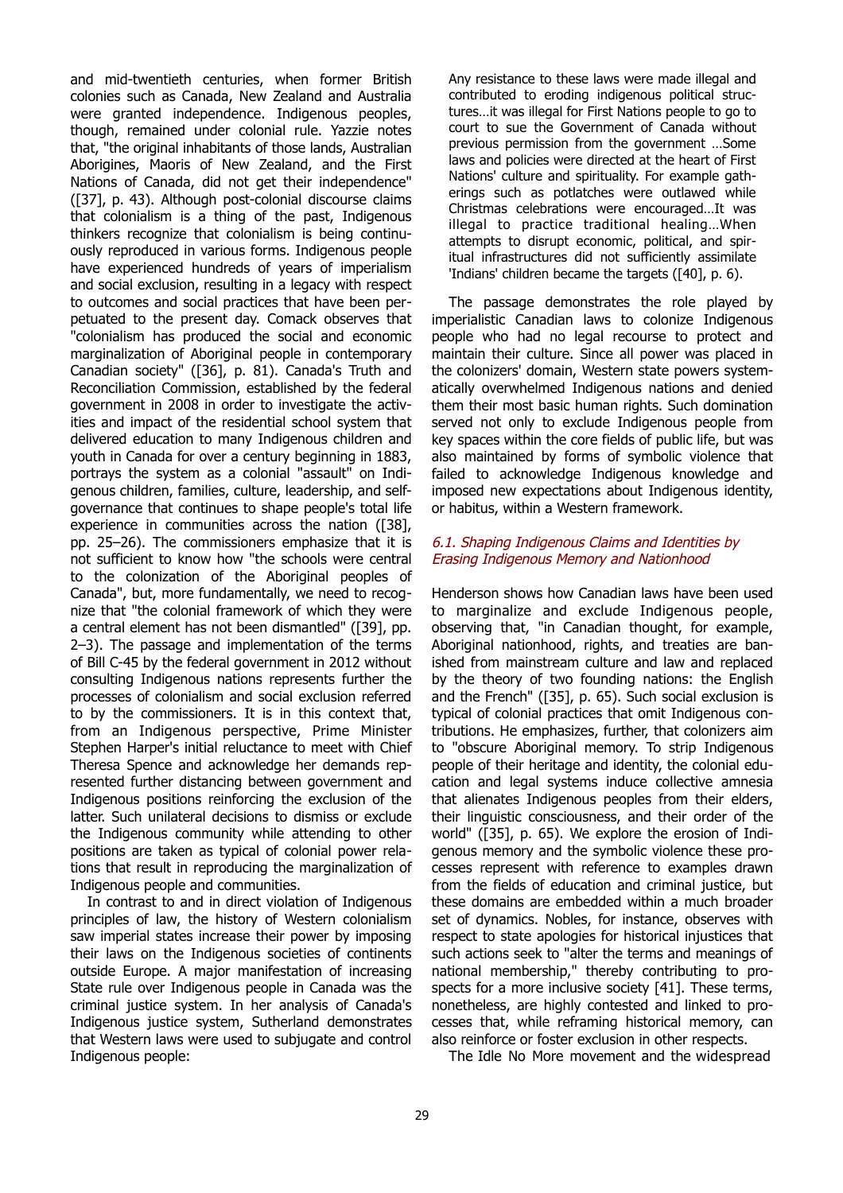and mid-twentieth centuries, when former British colonies such as Canada, New Zealand and Australia were granted independence. Indigenous peoples, though, remained under colonial rule. Yazzie notes that, "the original inhabitants of those lands, Australian Aborigines, Maoris of New Zealand, and the First Nations of Canada, did not get their independence" ([37], p. 43). Although post-colonial discourse claims that colonialism is a thing of the past, Indigenous thinkers recognize that colonialism is being continuously reproduced in various forms. Indigenous people have experienced hundreds of years of imperialism and social exclusion, resulting in a legacy with respect to outcomes and social practices that have been perpetuated to the present day. Comack observes that "colonialism has produced the social and economic marginalization of Aboriginal people in contemporary Canadian society" ([36], p. 81). Canada's Truth and Reconciliation Commission, established by the federal government in 2008 in order to investigate the activities and impact of the residential school system that delivered education to many Indigenous children and youth in Canada for over a century beginning in 1883, portrays the system as a colonial "assault" on Indigenous children, families, culture, leadership, and self-governance that continues to shape people's total life experience in communities across the nation ([38], pp. 25–26). The commissioners emphasize that it is not sufficient to know how "the schools were central to the colonization of the Aboriginal peoples of Canada", but, more fundamentally, we need to recognize that "the colonial framework of which they were a central element has not been dismantled" ([39], pp. 2–3). The passage and implementation of the terms of Bill C-45 by the federal government in 2012 without consulting Indigenous nations represents further the processes of colonialism and social exclusion referred to by the commissioners. It is in this context that, from an Indigenous perspective, Prime Minister Stephen Harper's initial reluctance to meet with Chief Theresa Spence and acknowledge her demands represented further distancing between government and Indigenous positions reinforcing the exclusion of the latter. Such unilateral decisions to dismiss or exclude the Indigenous community while attending to other positions are taken as typical of colonial power relations that result in reproducing the marginalization of Indigenous people and communities.

In contrast to and in direct violation of Indigenous principles of law, the history of Western colonialism saw imperial states increase their power by imposing their laws on the Indigenous societies of continents outside Europe. A major manifestation of increasing State rule over Indigenous people in Canada was the criminal justice system. In her analysis of Canada's Indigenous justice system, Sutherland demonstrates that Western laws were used to subjugate and control Indigenous people:

> Any resistance to these laws were made illegal and contributed to eroding indigenous political structures…it was illegal for First Nations people to go to court to sue the Government of Canada without previous permission from the government …Some laws and policies were directed at the heart of First Nations' culture and spirituality. For example gatherings such as potlatches were outlawed while Christmas celebrations were encouraged…It was illegal to practice traditional healing…When attempts to disrupt economic, political, and spiritual infrastructures did not sufficiently assimilate 'Indians' children became the targets ([40], p. 6).

The passage demonstrates the role played by imperialistic Canadian laws to colonize Indigenous people who had no legal recourse to protect and maintain their culture. Since all power was placed in the colonizers' domain, Western state powers systematically overwhelmed Indigenous nations and denied them their most basic human rights. Such domination served not only to exclude Indigenous people from key spaces within the core fields of public life, but was also maintained by forms of symbolic violence that failed to acknowledge Indigenous knowledge and imposed new expectations about Indigenous identity, or habitus, within a Western framework.

### *6.1. Shaping Indigenous Claims and Identities by Erasing Indigenous Memory and Nationhood*

Henderson shows how Canadian laws have been used to marginalize and exclude Indigenous people, observing that, "in Canadian thought, for example, Aboriginal nationhood, rights, and treaties are banished from mainstream culture and law and replaced by the theory of two founding nations: the English and the French" ([35], p. 65). Such social exclusion is typical of colonial practices that omit Indigenous contributions. He emphasizes, further, that colonizers aim to "obscure Aboriginal memory. To strip Indigenous people of their heritage and identity, the colonial education and legal systems induce collective amnesia that alienates Indigenous peoples from their elders, their linguistic consciousness, and their order of the world" ([35], p. 65). We explore the erosion of Indigenous memory and the symbolic violence these processes represent with reference to examples drawn from the fields of education and criminal justice, but these domains are embedded within a much broader set of dynamics. Nobles, for instance, observes with respect to state apologies for historical injustices that such actions seek to "alter the terms and meanings of national membership," thereby contributing to prospects for a more inclusive society [41]. These terms, nonetheless, are highly contested and linked to processes that, while reframing historical memory, can also reinforce or foster exclusion in other respects.

The Idle No More movement and the widespread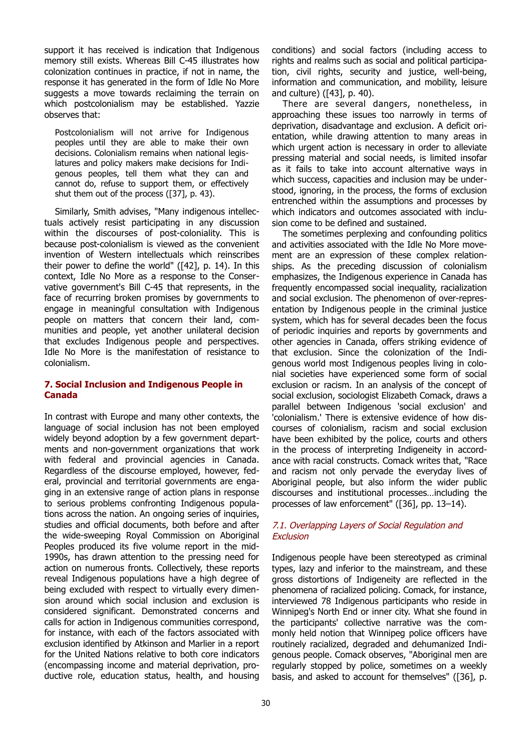support it has received is indication that Indigenous memory still exists. Whereas Bill C-45 illustrates how colonization continues in practice, if not in name, the response it has generated in the form of Idle No More suggests a move towards reclaiming the terrain on which postcolonialism may be established. Yazzie observes that:

> Postcolonialism will not arrive for Indigenous peoples until they are able to make their own decisions. Colonialism remains when national legislatures and policy makers make decisions for Indigenous peoples, tell them what they can and cannot do, refuse to support them, or effectively shut them out of the process ([37], p. 43).

Similarly, Smith advises, "Many indigenous intellectuals actively resist participating in any discussion within the discourses of post-coloniality. This is because post-colonialism is viewed as the convenient invention of Western intellectuals which reinscribes their power to define the world" ([42], p. 14). In this context, Idle No More as a response to the Conservative government's Bill C-45 that represents, in the face of recurring broken promises by governments to engage in meaningful consultation with Indigenous people on matters that concern their land, communities and people, yet another unilateral decision that excludes Indigenous people and perspectives. Idle No More is the manifestation of resistance to colonialism.

## 7. Social Inclusion and Indigenous People in Canada

In contrast with Europe and many other contexts, the language of social inclusion has not been employed widely beyond adoption by a few government departments and non-government organizations that work with federal and provincial agencies in Canada. Regardless of the discourse employed, however, federal, provincial and territorial governments are engaging in an extensive range of action plans in response to serious problems confronting Indigenous populations across the nation. An ongoing series of inquiries, studies and official documents, both before and after the wide-sweeping Royal Commission on Aboriginal Peoples produced its five volume report in the mid-1990s, has drawn attention to the pressing need for action on numerous fronts. Collectively, these reports reveal Indigenous populations have a high degree of being excluded with respect to virtually every dimension around which social inclusion and exclusion is considered significant. Demonstrated concerns and calls for action in Indigenous communities correspond, for instance, with each of the factors associated with exclusion identified by Atkinson and Marlier in a report for the United Nations relative to both core indicators (encompassing income and material deprivation, productive role, education status, health, and housing conditions) and social factors (including access to rights and realms such as social and political participation, civil rights, security and justice, well-being, information and communication, and mobility, leisure and culture) ([43], p. 40).

There are several dangers, nonetheless, in approaching these issues too narrowly in terms of deprivation, disadvantage and exclusion. A deficit orientation, while drawing attention to many areas in which urgent action is necessary in order to alleviate pressing material and social needs, is limited insofar as it fails to take into account alternative ways in which success, capacities and inclusion may be understood, ignoring, in the process, the forms of exclusion entrenched within the assumptions and processes by which indicators and outcomes associated with inclusion come to be defined and sustained.

The sometimes perplexing and confounding politics and activities associated with the Idle No More movement are an expression of these complex relationships. As the preceding discussion of colonialism emphasizes, the Indigenous experience in Canada has frequently encompassed social inequality, racialization and social exclusion. The phenomenon of over-representation by Indigenous people in the criminal justice system, which has for several decades been the focus of periodic inquiries and reports by governments and other agencies in Canada, offers striking evidence of that exclusion. Since the colonization of the Indigenous world most Indigenous peoples living in colonial societies have experienced some form of social exclusion or racism. In an analysis of the concept of social exclusion, sociologist Elizabeth Comack, draws a parallel between Indigenous 'social exclusion' and 'colonialism.' There is extensive evidence of how discourses of colonialism, racism and social exclusion have been exhibited by the police, courts and others in the process of interpreting Indigeneity in accordance with racial constructs. Comack writes that, "Race and racism not only pervade the everyday lives of Aboriginal people, but also inform the wider public discourses and institutional processes…including the processes of law enforcement" ([36], pp. 13–14).

### *7.1. Overlapping Layers of Social Regulation and Exclusion*

Indigenous people have been stereotyped as criminal types, lazy and inferior to the mainstream, and these gross distortions of Indigeneity are reflected in the phenomena of racialized policing. Comack, for instance, interviewed 78 Indigenous participants who reside in Winnipeg's North End or inner city. What she found in the participants' collective narrative was the commonly held notion that Winnipeg police officers have routinely racialized, degraded and dehumanized Indigenous people. Comack observes, "Aboriginal men are regularly stopped by police, sometimes on a weekly basis, and asked to account for themselves" ([36], p.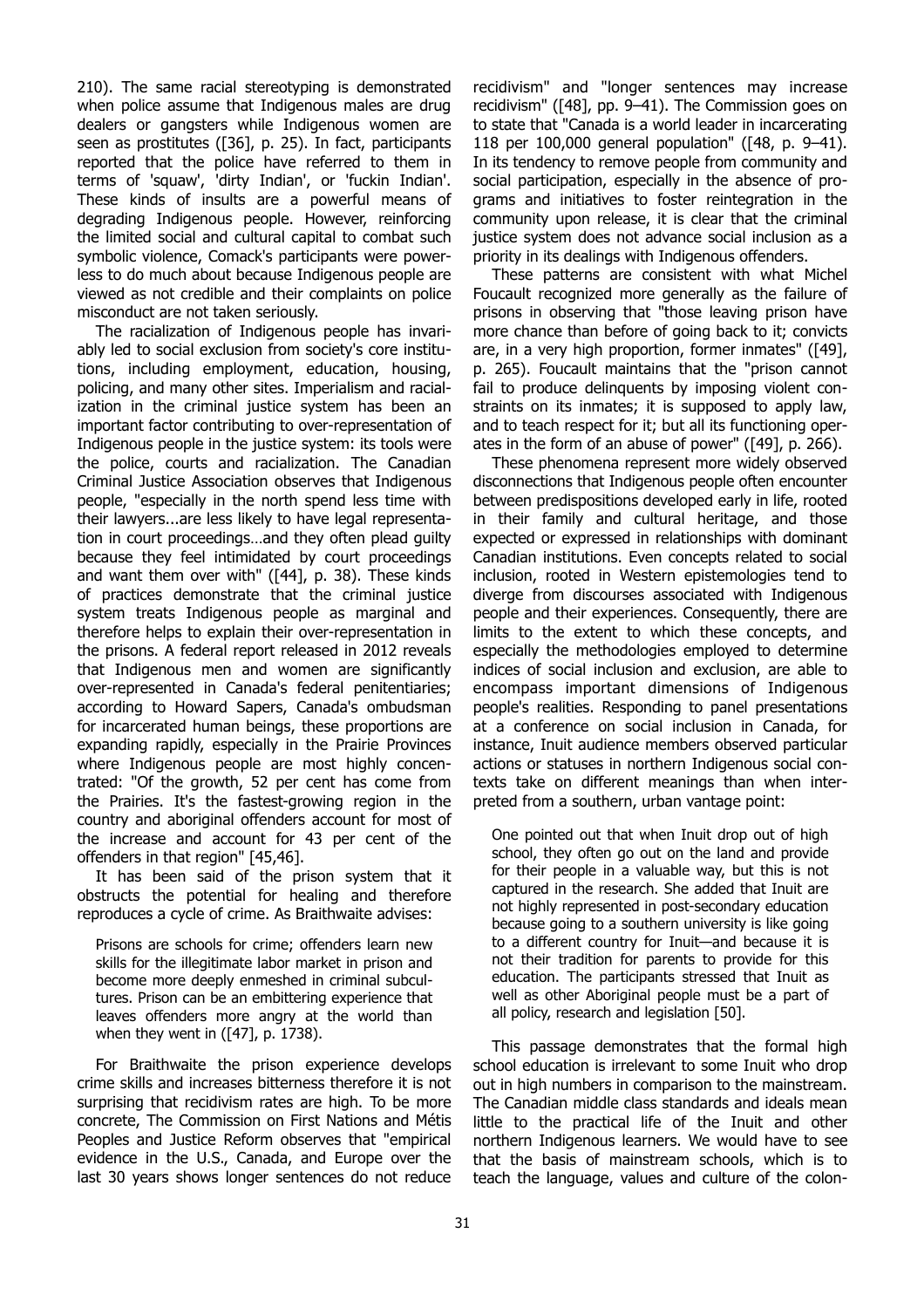210). The same racial stereotyping is demonstrated when police assume that Indigenous males are drug dealers or gangsters while Indigenous women are seen as prostitutes ([36], p. 25). In fact, participants reported that the police have referred to them in terms of 'squaw', 'dirty Indian', or 'fuckin Indian'. These kinds of insults are a powerful means of degrading Indigenous people. However, reinforcing the limited social and cultural capital to combat such symbolic violence, Comack's participants were powerless to do much about because Indigenous people are viewed as not credible and their complaints on police misconduct are not taken seriously.

The racialization of Indigenous people has invariably led to social exclusion from society's core institutions, including employment, education, housing, policing, and many other sites. Imperialism and racialization in the criminal justice system has been an important factor contributing to over-representation of Indigenous people in the justice system: its tools were the police, courts and racialization. The Canadian Criminal Justice Association observes that Indigenous people, "especially in the north spend less time with their lawyers...are less likely to have legal representation in court proceedings…and they often plead guilty because they feel intimidated by court proceedings and want them over with" ([44], p. 38). These kinds of practices demonstrate that the criminal justice system treats Indigenous people as marginal and therefore helps to explain their over-representation in the prisons. A federal report released in 2012 reveals that Indigenous men and women are significantly over-represented in Canada's federal penitentiaries; according to Howard Sapers, Canada's ombudsman for incarcerated human beings, these proportions are expanding rapidly, especially in the Prairie Provinces where Indigenous people are most highly concentrated: "Of the growth, 52 per cent has come from the Prairies. It's the fastest-growing region in the country and aboriginal offenders account for most of the increase and account for 43 per cent of the offenders in that region" [45,46].

It has been said of the prison system that it obstructs the potential for healing and therefore reproduces a cycle of crime. As Braithwaite advises:

> Prisons are schools for crime; offenders learn new skills for the illegitimate labor market in prison and become more deeply enmeshed in criminal subcultures. Prison can be an embittering experience that leaves offenders more angry at the world than when they went in ([47], p. 1738).

For Braithwaite the prison experience develops crime skills and increases bitterness therefore it is not surprising that recidivism rates are high. To be more concrete, The Commission on First Nations and Métis Peoples and Justice Reform observes that "empirical evidence in the U.S., Canada, and Europe over the last 30 years shows longer sentences do not reduce recidivism" and "longer sentences may increase recidivism" ([48], pp. 9–41). The Commission goes on to state that "Canada is a world leader in incarcerating 118 per 100,000 general population" ([48, p. 9–41). In its tendency to remove people from community and social participation, especially in the absence of programs and initiatives to foster reintegration in the community upon release, it is clear that the criminal justice system does not advance social inclusion as a priority in its dealings with Indigenous offenders.

These patterns are consistent with what Michel Foucault recognized more generally as the failure of prisons in observing that "those leaving prison have more chance than before of going back to it; convicts are, in a very high proportion, former inmates" ([49], p. 265). Foucault maintains that the "prison cannot fail to produce delinquents by imposing violent constraints on its inmates; it is supposed to apply law, and to teach respect for it; but all its functioning operates in the form of an abuse of power" ([49], p. 266).

These phenomena represent more widely observed disconnections that Indigenous people often encounter between predispositions developed early in life, rooted in their family and cultural heritage, and those expected or expressed in relationships with dominant Canadian institutions. Even concepts related to social inclusion, rooted in Western epistemologies tend to diverge from discourses associated with Indigenous people and their experiences. Consequently, there are limits to the extent to which these concepts, and especially the methodologies employed to determine indices of social inclusion and exclusion, are able to encompass important dimensions of Indigenous people's realities. Responding to panel presentations at a conference on social inclusion in Canada, for instance, Inuit audience members observed particular actions or statuses in northern Indigenous social contexts take on different meanings than when interpreted from a southern, urban vantage point:

> One pointed out that when Inuit drop out of high school, they often go out on the land and provide for their people in a valuable way, but this is not captured in the research. She added that Inuit are not highly represented in post-secondary education because going to a southern university is like going to a different country for Inuit—and because it is not their tradition for parents to provide for this education. The participants stressed that Inuit as well as other Aboriginal people must be a part of all policy, research and legislation [50].

This passage demonstrates that the formal high school education is irrelevant to some Inuit who drop out in high numbers in comparison to the mainstream. The Canadian middle class standards and ideals mean little to the practical life of the Inuit and other northern Indigenous learners. We would have to see that the basis of mainstream schools, which is to teach the language, values and culture of the colon-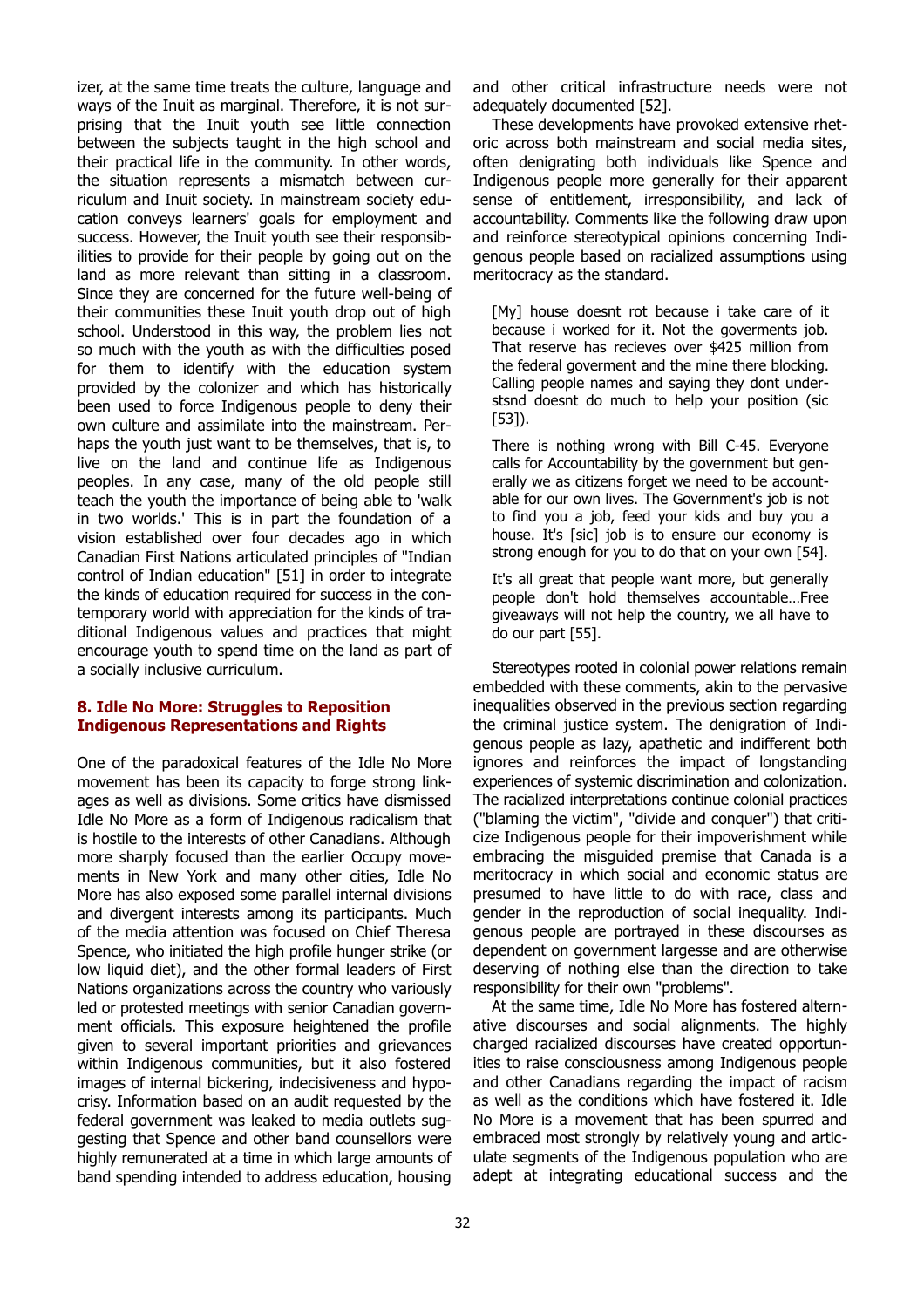izer, at the same time treats the culture, language and ways of the Inuit as marginal. Therefore, it is not surprising that the Inuit youth see little connection between the subjects taught in the high school and their practical life in the community. In other words, the situation represents a mismatch between curriculum and Inuit society. In mainstream society education conveys learners' goals for employment and success. However, the Inuit youth see their responsibilities to provide for their people by going out on the land as more relevant than sitting in a classroom. Since they are concerned for the future well-being of their communities these Inuit youth drop out of high school. Understood in this way, the problem lies not so much with the youth as with the difficulties posed for them to identify with the education system provided by the colonizer and which has historically been used to force Indigenous people to deny their own culture and assimilate into the mainstream. Perhaps the youth just want to be themselves, that is, to live on the land and continue life as Indigenous peoples. In any case, many of the old people still teach the youth the importance of being able to 'walk in two worlds.' This is in part the foundation of a vision established over four decades ago in which Canadian First Nations articulated principles of "Indian control of Indian education" [51] in order to integrate the kinds of education required for success in the contemporary world with appreciation for the kinds of traditional Indigenous values and practices that might encourage youth to spend time on the land as part of a socially inclusive curriculum.

## 8. Idle No More: Struggles to Reposition Indigenous Representations and Rights

One of the paradoxical features of the Idle No More movement has been its capacity to forge strong linkages as well as divisions. Some critics have dismissed Idle No More as a form of Indigenous radicalism that is hostile to the interests of other Canadians. Although more sharply focused than the earlier Occupy movements in New York and many other cities, Idle No More has also exposed some parallel internal divisions and divergent interests among its participants. Much of the media attention was focused on Chief Theresa Spence, who initiated the high profile hunger strike (or low liquid diet), and the other formal leaders of First Nations organizations across the country who variously led or protested meetings with senior Canadian government officials. This exposure heightened the profile given to several important priorities and grievances within Indigenous communities, but it also fostered images of internal bickering, indecisiveness and hypocrisy. Information based on an audit requested by the federal government was leaked to media outlets suggesting that Spence and other band counsellors were highly remunerated at a time in which large amounts of band spending intended to address education, housing and other critical infrastructure needs were not adequately documented [52].

These developments have provoked extensive rhetoric across both mainstream and social media sites, often denigrating both individuals like Spence and Indigenous people more generally for their apparent sense of entitlement, irresponsibility, and lack of accountability. Comments like the following draw upon and reinforce stereotypical opinions concerning Indigenous people based on racialized assumptions using meritocracy as the standard.

> [My] house doesnt rot because i take care of it because i worked for it. Not the goverments job. That reserve has recieves over $425 million from the federal goverment and the mine there blocking. Calling people names and saying they dont understsnd doesnt do much to help your position (sic [53]).

> There is nothing wrong with Bill C-45. Everyone calls for Accountability by the government but generally we as citizens forget we need to be accountable for our own lives. The Government's job is not to find you a job, feed your kids and buy you a house. It's [sic] job is to ensure our economy is strong enough for you to do that on your own [54].

> It's all great that people want more, but generally people don't hold themselves accountable…Free giveaways will not help the country, we all have to do our part [55].

Stereotypes rooted in colonial power relations remain embedded with these comments, akin to the pervasive inequalities observed in the previous section regarding the criminal justice system. The denigration of Indigenous people as lazy, apathetic and indifferent both ignores and reinforces the impact of longstanding experiences of systemic discrimination and colonization. The racialized interpretations continue colonial practices ("blaming the victim", "divide and conquer") that criticize Indigenous people for their impoverishment while embracing the misguided premise that Canada is a meritocracy in which social and economic status are presumed to have little to do with race, class and gender in the reproduction of social inequality. Indigenous people are portrayed in these discourses as dependent on government largesse and are otherwise deserving of nothing else than the direction to take responsibility for their own "problems".

At the same time, Idle No More has fostered alternative discourses and social alignments. The highly charged racialized discourses have created opportunities to raise consciousness among Indigenous people and other Canadians regarding the impact of racism as well as the conditions which have fostered it. Idle No More is a movement that has been spurred and embraced most strongly by relatively young and articulate segments of the Indigenous population who are adept at integrating educational success and the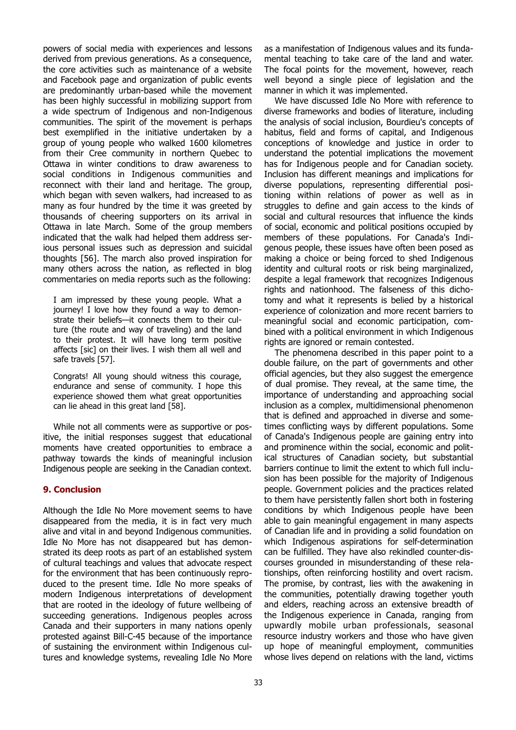powers of social media with experiences and lessons derived from previous generations. As a consequence, the core activities such as maintenance of a website and Facebook page and organization of public events are predominantly urban-based while the movement has been highly successful in mobilizing support from a wide spectrum of Indigenous and non-Indigenous communities. The spirit of the movement is perhaps best exemplified in the initiative undertaken by a group of young people who walked 1600 kilometres from their Cree community in northern Quebec to Ottawa in winter conditions to draw awareness to social conditions in Indigenous communities and reconnect with their land and heritage. The group, which began with seven walkers, had increased to as many as four hundred by the time it was greeted by thousands of cheering supporters on its arrival in Ottawa in late March. Some of the group members indicated that the walk had helped them address serious personal issues such as depression and suicidal thoughts [56]. The march also proved inspiration for many others across the nation, as reflected in blog commentaries on media reports such as the following:

> I am impressed by these young people. What a journey! I love how they found a way to demonstrate their beliefs—it connects them to their culture (the route and way of traveling) and the land to their protest. It will have long term positive affects [sic] on their lives. I wish them all well and safe travels [57].

> Congrats! All young should witness this courage, endurance and sense of community. I hope this experience showed them what great opportunities can lie ahead in this great land [58].

While not all comments were as supportive or positive, the initial responses suggest that educational moments have created opportunities to embrace a pathway towards the kinds of meaningful inclusion Indigenous people are seeking in the Canadian context.

## 9. Conclusion

Although the Idle No More movement seems to have disappeared from the media, it is in fact very much alive and vital in and beyond Indigenous communities. Idle No More has not disappeared but has demonstrated its deep roots as part of an established system of cultural teachings and values that advocate respect for the environment that has been continuously reproduced to the present time. Idle No more speaks of modern Indigenous interpretations of development that are rooted in the ideology of future wellbeing of succeeding generations. Indigenous peoples across Canada and their supporters in many nations openly protested against Bill-C-45 because of the importance of sustaining the environment within Indigenous cultures and knowledge systems, revealing Idle No More as a manifestation of Indigenous values and its fundamental teaching to take care of the land and water. The focal points for the movement, however, reach well beyond a single piece of legislation and the manner in which it was implemented.

We have discussed Idle No More with reference to diverse frameworks and bodies of literature, including the analysis of social inclusion, Bourdieu's concepts of habitus, field and forms of capital, and Indigenous conceptions of knowledge and justice in order to understand the potential implications the movement has for Indigenous people and for Canadian society. Inclusion has different meanings and implications for diverse populations, representing differential positioning within relations of power as well as in struggles to define and gain access to the kinds of social and cultural resources that influence the kinds of social, economic and political positions occupied by members of these populations. For Canada's Indigenous people, these issues have often been posed as making a choice or being forced to shed Indigenous identity and cultural roots or risk being marginalized, despite a legal framework that recognizes Indigenous rights and nationhood. The falseness of this dichotomy and what it represents is belied by a historical experience of colonization and more recent barriers to meaningful social and economic participation, combined with a political environment in which Indigenous rights are ignored or remain contested.

The phenomena described in this paper point to a double failure, on the part of governments and other official agencies, but they also suggest the emergence of dual promise. They reveal, at the same time, the importance of understanding and approaching social inclusion as a complex, multidimensional phenomenon that is defined and approached in diverse and sometimes conflicting ways by different populations. Some of Canada's Indigenous people are gaining entry into and prominence within the social, economic and political structures of Canadian society, but substantial barriers continue to limit the extent to which full inclusion has been possible for the majority of Indigenous people. Government policies and the practices related to them have persistently fallen short both in fostering conditions by which Indigenous people have been able to gain meaningful engagement in many aspects of Canadian life and in providing a solid foundation on which Indigenous aspirations for self-determination can be fulfilled. They have also rekindled counter-discourses grounded in misunderstanding of these relationships, often reinforcing hostility and overt racism. The promise, by contrast, lies with the awakening in the communities, potentially drawing together youth and elders, reaching across an extensive breadth of the Indigenous experience in Canada, ranging from upwardly mobile urban professionals, seasonal resource industry workers and those who have given up hope of meaningful employment, communities whose lives depend on relations with the land, victims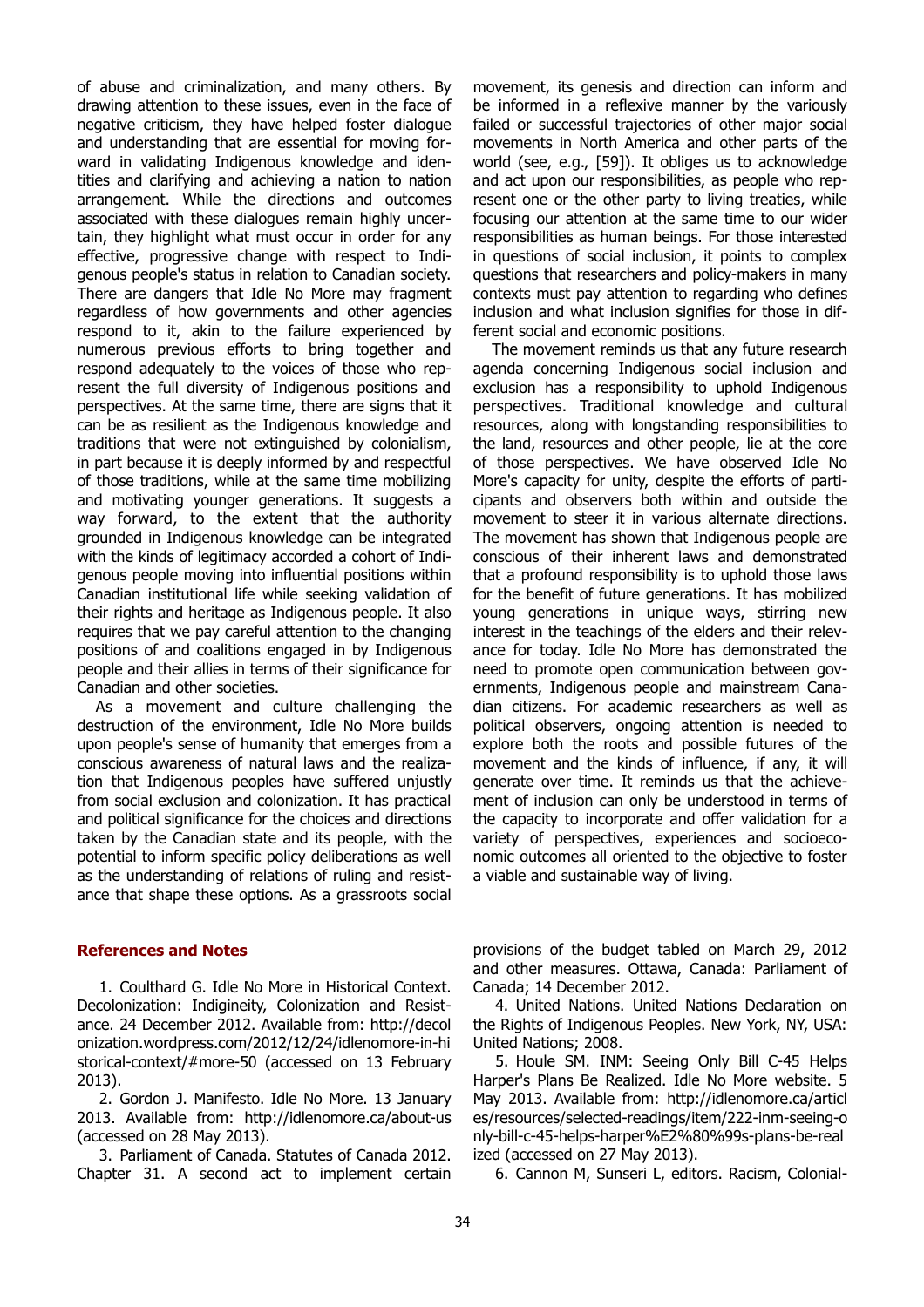of abuse and criminalization, and many others. By drawing attention to these issues, even in the face of negative criticism, they have helped foster dialogue and understanding that are essential for moving forward in validating Indigenous knowledge and identities and clarifying and achieving a nation to nation arrangement. While the directions and outcomes associated with these dialogues remain highly uncertain, they highlight what must occur in order for any effective, progressive change with respect to Indigenous people's status in relation to Canadian society. There are dangers that Idle No More may fragment regardless of how governments and other agencies respond to it, akin to the failure experienced by numerous previous efforts to bring together and respond adequately to the voices of those who represent the full diversity of Indigenous positions and perspectives. At the same time, there are signs that it can be as resilient as the Indigenous knowledge and traditions that were not extinguished by colonialism, in part because it is deeply informed by and respectful of those traditions, while at the same time mobilizing and motivating younger generations. It suggests a way forward, to the extent that the authority grounded in Indigenous knowledge can be integrated with the kinds of legitimacy accorded a cohort of Indigenous people moving into influential positions within Canadian institutional life while seeking validation of their rights and heritage as Indigenous people. It also requires that we pay careful attention to the changing positions of and coalitions engaged in by Indigenous people and their allies in terms of their significance for Canadian and other societies.

As a movement and culture challenging the destruction of the environment, Idle No More builds upon people's sense of humanity that emerges from a conscious awareness of natural laws and the realization that Indigenous peoples have suffered unjustly from social exclusion and colonization. It has practical and political significance for the choices and directions taken by the Canadian state and its people, with the potential to inform specific policy deliberations as well as the understanding of relations of ruling and resistance that shape these options. As a grassroots social movement, its genesis and direction can inform and be informed in a reflexive manner by the variously failed or successful trajectories of other major social movements in North America and other parts of the world (see, e.g., [59]). It obliges us to acknowledge and act upon our responsibilities, as people who represent one or the other party to living treaties, while focusing our attention at the same time to our wider responsibilities as human beings. For those interested in questions of social inclusion, it points to complex questions that researchers and policy-makers in many contexts must pay attention to regarding who defines inclusion and what inclusion signifies for those in different social and economic positions.

The movement reminds us that any future research agenda concerning Indigenous social inclusion and exclusion has a responsibility to uphold Indigenous perspectives. Traditional knowledge and cultural resources, along with longstanding responsibilities to the land, resources and other people, lie at the core of those perspectives. We have observed Idle No More's capacity for unity, despite the efforts of participants and observers both within and outside the movement to steer it in various alternate directions. The movement has shown that Indigenous people are conscious of their inherent laws and demonstrated that a profound responsibility is to uphold those laws for the benefit of future generations. It has mobilized young generations in unique ways, stirring new interest in the teachings of the elders and their relevance for today. Idle No More has demonstrated the need to promote open communication between governments, Indigenous people and mainstream Canadian citizens. For academic researchers as well as political observers, ongoing attention is needed to explore both the roots and possible futures of the movement and the kinds of influence, if any, it will generate over time. It reminds us that the achievement of inclusion can only be understood in terms of the capacity to incorporate and offer validation for a variety of perspectives, experiences and socioeconomic outcomes all oriented to the objective to foster a viable and sustainable way of living.

## References and Notes

1. Coulthard G. Idle No More in Historical Context. Decolonization: Indigineity, Colonization and Resistance. 24 December 2012. Available from: http://decolonization.wordpress.com/2012/12/24/idlenomore-in-historical-context/#more-50 (accessed on 13 February 2013).

2. Gordon J. Manifesto. Idle No More. 13 January 2013. Available from: http://idlenomore.ca/about-us (accessed on 28 May 2013).

3. Parliament of Canada. Statutes of Canada 2012. Chapter 31. A second act to implement certain provisions of the budget tabled on March 29, 2012 and other measures. Ottawa, Canada: Parliament of Canada; 14 December 2012.

4. United Nations. United Nations Declaration on the Rights of Indigenous Peoples. New York, NY, USA: United Nations; 2008.

5. Houle SM. INM: Seeing Only Bill C-45 Helps Harper's Plans Be Realized. Idle No More website. 5 May 2013. Available from: http://idlenomore.ca/articles/resources/selected-readings/item/222-inm-seeing-only-bill-c-45-helps-harper%E2%80%99s-plans-be-realized (accessed on 27 May 2013).

6. Cannon M, Sunseri L, editors. Racism, Colonial-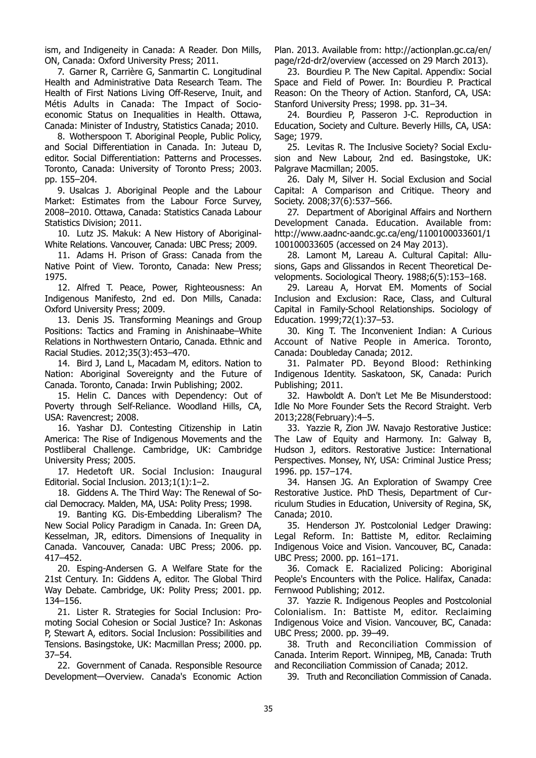ism, and Indigeneity in Canada: A Reader. Don Mills, ON, Canada: Oxford University Press; 2011.

7. Garner R, Carrière G, Sanmartin C. Longitudinal Health and Administrative Data Research Team. The Health of First Nations Living Off-Reserve, Inuit, and Métis Adults in Canada: The Impact of Socio-economic Status on Inequalities in Health. Ottawa, Canada: Minister of Industry, Statistics Canada; 2010.

8. Wotherspoon T. Aboriginal People, Public Policy, and Social Differentiation in Canada. In: Juteau D, editor. Social Differentiation: Patterns and Processes. Toronto, Canada: University of Toronto Press; 2003. pp. 155–204.

9. Usalcas J. Aboriginal People and the Labour Market: Estimates from the Labour Force Survey, 2008–2010. Ottawa, Canada: Statistics Canada Labour Statistics Division; 2011.

10. Lutz JS. Makuk: A New History of Aboriginal-White Relations. Vancouver, Canada: UBC Press; 2009.

11. Adams H. Prison of Grass: Canada from the Native Point of View. Toronto, Canada: New Press; 1975.

12. Alfred T. Peace, Power, Righteousness: An Indigenous Manifesto, 2nd ed. Don Mills, Canada: Oxford University Press; 2009.

13. Denis JS. Transforming Meanings and Group Positions: Tactics and Framing in Anishinaabe–White Relations in Northwestern Ontario, Canada. Ethnic and Racial Studies. 2012;35(3):453–470.

14. Bird J, Land L, Macadam M, editors. Nation to Nation: Aboriginal Sovereignty and the Future of Canada. Toronto, Canada: Irwin Publishing; 2002.

15. Helin C. Dances with Dependency: Out of Poverty through Self-Reliance. Woodland Hills, CA, USA: Ravencrest; 2008.

16. Yashar DJ. Contesting Citizenship in Latin America: The Rise of Indigenous Movements and the Postliberal Challenge. Cambridge, UK: Cambridge University Press; 2005.

17. Hedetoft UR. Social Inclusion: Inaugural Editorial. Social Inclusion. 2013;1(1):1–2.

18. Giddens A. The Third Way: The Renewal of Social Democracy. Malden, MA, USA: Polity Press; 1998.

19. Banting KG. Dis-Embedding Liberalism? The New Social Policy Paradigm in Canada. In: Green DA, Kesselman, JR, editors. Dimensions of Inequality in Canada. Vancouver, Canada: UBC Press; 2006. pp. 417–452.

20. Esping-Andersen G. A Welfare State for the 21st Century. In: Giddens A, editor. The Global Third Way Debate. Cambridge, UK: Polity Press; 2001. pp. 134–156.

21. Lister R. Strategies for Social Inclusion: Promoting Social Cohesion or Social Justice? In: Askonas P, Stewart A, editors. Social Inclusion: Possibilities and Tensions. Basingstoke, UK: Macmillan Press; 2000. pp. 37–54.

22. Government of Canada. Responsible Resource Development—Overview. Canada's Economic Action Plan. 2013. Available from: http://actionplan.gc.ca/en/page/r2d-dr2/overview (accessed on 29 March 2013).

23. Bourdieu P. The New Capital. Appendix: Social Space and Field of Power. In: Bourdieu P. Practical Reason: On the Theory of Action. Stanford, CA, USA: Stanford University Press; 1998. pp. 31–34.

24. Bourdieu P, Passeron J-C. Reproduction in Education, Society and Culture. Beverly Hills, CA, USA: Sage; 1979.

25. Levitas R. The Inclusive Society? Social Exclusion and New Labour, 2nd ed. Basingstoke, UK: Palgrave Macmillan; 2005.

26. Daly M, Silver H. Social Exclusion and Social Capital: A Comparison and Critique. Theory and Society. 2008;37(6):537–566.

27. Department of Aboriginal Affairs and Northern Development Canada. Education. Available from: http://www.aadnc-aandc.gc.ca/eng/1100100033601/1100100033605 (accessed on 24 May 2013).

28. Lamont M, Lareau A. Cultural Capital: Allusions, Gaps and Glissandos in Recent Theoretical Developments. Sociological Theory. 1988;6(5):153–168.

29. Lareau A, Horvat EM. Moments of Social Inclusion and Exclusion: Race, Class, and Cultural Capital in Family-School Relationships. Sociology of Education. 1999;72(1):37–53.

30. King T. The Inconvenient Indian: A Curious Account of Native People in America. Toronto, Canada: Doubleday Canada; 2012.

31. Palmater PD. Beyond Blood: Rethinking Indigenous Identity. Saskatoon, SK, Canada: Purich Publishing; 2011.

32. Hawboldt A. Don't Let Me Be Misunderstood: Idle No More Founder Sets the Record Straight. Verb 2013;228(February):4–5.

33. Yazzie R, Zion JW. Navajo Restorative Justice: The Law of Equity and Harmony. In: Galway B, Hudson J, editors. Restorative Justice: International Perspectives. Monsey, NY, USA: Criminal Justice Press; 1996. pp. 157–174.

34. Hansen JG. An Exploration of Swampy Cree Restorative Justice. PhD Thesis, Department of Curriculum Studies in Education, University of Regina, SK, Canada; 2010.

35. Henderson JY. Postcolonial Ledger Drawing: Legal Reform. In: Battiste M, editor. Reclaiming Indigenous Voice and Vision. Vancouver, BC, Canada: UBC Press; 2000. pp. 161–171.

36. Comack E. Racialized Policing: Aboriginal People's Encounters with the Police. Halifax, Canada: Fernwood Publishing; 2012.

37. Yazzie R. Indigenous Peoples and Postcolonial Colonialism. In: Battiste M, editor. Reclaiming Indigenous Voice and Vision. Vancouver, BC, Canada: UBC Press; 2000. pp. 39–49.

38. Truth and Reconciliation Commission of Canada. Interim Report. Winnipeg, MB, Canada: Truth and Reconciliation Commission of Canada; 2012.

39. Truth and Reconciliation Commission of Canada.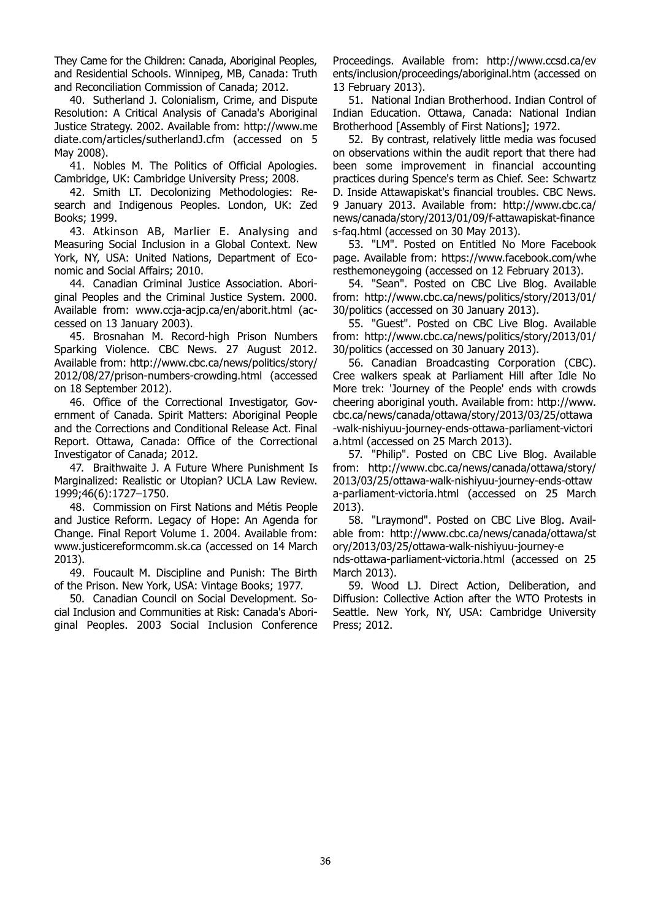They Came for the Children: Canada, Aboriginal Peoples, and Residential Schools. Winnipeg, MB, Canada: Truth and Reconciliation Commission of Canada; 2012.

40. Sutherland J. Colonialism, Crime, and Dispute Resolution: A Critical Analysis of Canada's Aboriginal Justice Strategy. 2002. Available from: http://www.mediate.com/articles/sutherlandJ.cfm (accessed on 5 May 2008).

41. Nobles M. The Politics of Official Apologies. Cambridge, UK: Cambridge University Press; 2008.

42. Smith LT. Decolonizing Methodologies: Research and Indigenous Peoples. London, UK: Zed Books; 1999.

43. Atkinson AB, Marlier E. Analysing and Measuring Social Inclusion in a Global Context. New York, NY, USA: United Nations, Department of Economic and Social Affairs; 2010.

44. Canadian Criminal Justice Association. Aboriginal Peoples and the Criminal Justice System. 2000. Available from: www.ccja-acjp.ca/en/aborit.html (accessed on 13 January 2003).

45. Brosnahan M. Record-high Prison Numbers Sparking Violence. CBC News. 27 August 2012. Available from: http://www.cbc.ca/news/politics/story/2012/08/27/prison-numbers-crowding.html (accessed on 18 September 2012).

46. Office of the Correctional Investigator, Government of Canada. Spirit Matters: Aboriginal People and the Corrections and Conditional Release Act. Final Report. Ottawa, Canada: Office of the Correctional Investigator of Canada; 2012.

47. Braithwaite J. A Future Where Punishment Is Marginalized: Realistic or Utopian? UCLA Law Review. 1999;46(6):1727–1750.

48. Commission on First Nations and Métis People and Justice Reform. Legacy of Hope: An Agenda for Change. Final Report Volume 1. 2004. Available from: www.justicereformcomm.sk.ca (accessed on 14 March 2013).

49. Foucault M. Discipline and Punish: The Birth of the Prison. New York, USA: Vintage Books; 1977.

50. Canadian Council on Social Development. Social Inclusion and Communities at Risk: Canada's Aboriginal Peoples. 2003 Social Inclusion Conference Proceedings. Available from: http://www.ccsd.ca/events/inclusion/proceedings/aboriginal.htm (accessed on 13 February 2013).

51. National Indian Brotherhood. Indian Control of Indian Education. Ottawa, Canada: National Indian Brotherhood [Assembly of First Nations]; 1972.

52. By contrast, relatively little media was focused on observations within the audit report that there had been some improvement in financial accounting practices during Spence's term as Chief. See: Schwartz D. Inside Attawapiskat's financial troubles. CBC News. 9 January 2013. Available from: http://www.cbc.ca/news/canada/story/2013/01/09/f-attawapiskat-finances-faq.html (accessed on 30 May 2013).

53. "LM". Posted on Entitled No More Facebook page. Available from: https://www.facebook.com/wheresthemoneygoing (accessed on 12 February 2013).

54. "Sean". Posted on CBC Live Blog. Available from: http://www.cbc.ca/news/politics/story/2013/01/30/politics (accessed on 30 January 2013).

55. "Guest". Posted on CBC Live Blog. Available from: http://www.cbc.ca/news/politics/story/2013/01/30/politics (accessed on 30 January 2013).

56. Canadian Broadcasting Corporation (CBC). Cree walkers speak at Parliament Hill after Idle No More trek: 'Journey of the People' ends with crowds cheering aboriginal youth. Available from: http://www.cbc.ca/news/canada/ottawa/story/2013/03/25/ottawa-walk-nishiyuu-journey-ends-ottawa-parliament-victoria.html (accessed on 25 March 2013).

57. "Philip". Posted on CBC Live Blog. Available from: http://www.cbc.ca/news/canada/ottawa/story/2013/03/25/ottawa-walk-nishiyuu-journey-ends-ottawa-parliament-victoria.html (accessed on 25 March 2013).

58. "Laymond". Posted on CBC Live Blog. Available from: http://www.cbc.ca/news/canada/ottawa/story/2013/03/25/ottawa-walk-nishiyuu-journey-ends-ottawa-parliament-victoria.html (accessed on 25 March 2013).

59. Wood LJ. Direct Action, Deliberation, and Diffusion: Collective Action after the WTO Protests in Seattle. New York, NY, USA: Cambridge University Press; 2012.